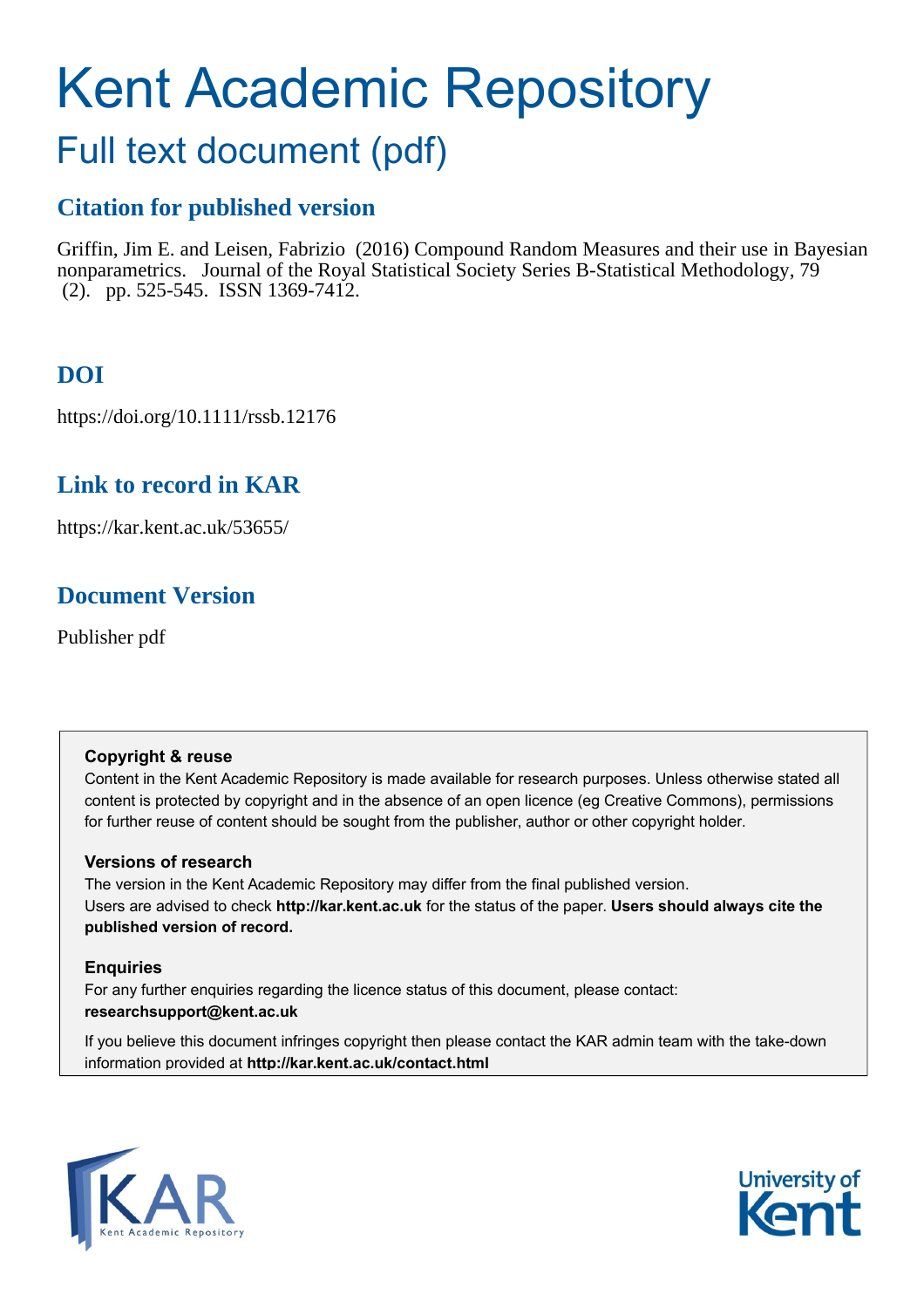# Kent Academic Repository

## Full text document (pdf)

### Citation for published version

Griffin, Jim E. and Leisen, Fabrizio (2016) Compound Random Measures and their use in Bayesian nonparametrics. Journal of the Royal Statistical Society Series B-Statistical Methodology, 79 (2). pp. 525-545. ISSN 1369-7412.

### DOI

https://doi.org/10.1111/rssb.12176

### Link to record in KAR

https://kar.kent.ac.uk/53655/

### Document Version

Publisher pdf

**Copyright & reuse**

Content in the Kent Academic Repository is made available for research purposes. Unless otherwise stated all content is protected by copyright and in the absence of an open licence (eg Creative Commons), permissions for further reuse of content should be sought from the publisher, author or other copyright holder.

**Versions of research**

The version in the Kent Academic Repository may differ from the final published version. Users are advised to check **http://kar.kent.ac.uk** for the status of the paper. **Users should always cite the published version of record.**

**Enquiries**

For any further enquiries regarding the licence status of this document, please contact: **researchsupport@kent.ac.uk**

If you believe this document infringes copyright then please contact the KAR admin team with the take-down information provided at **http://kar.kent.ac.uk/contact.html**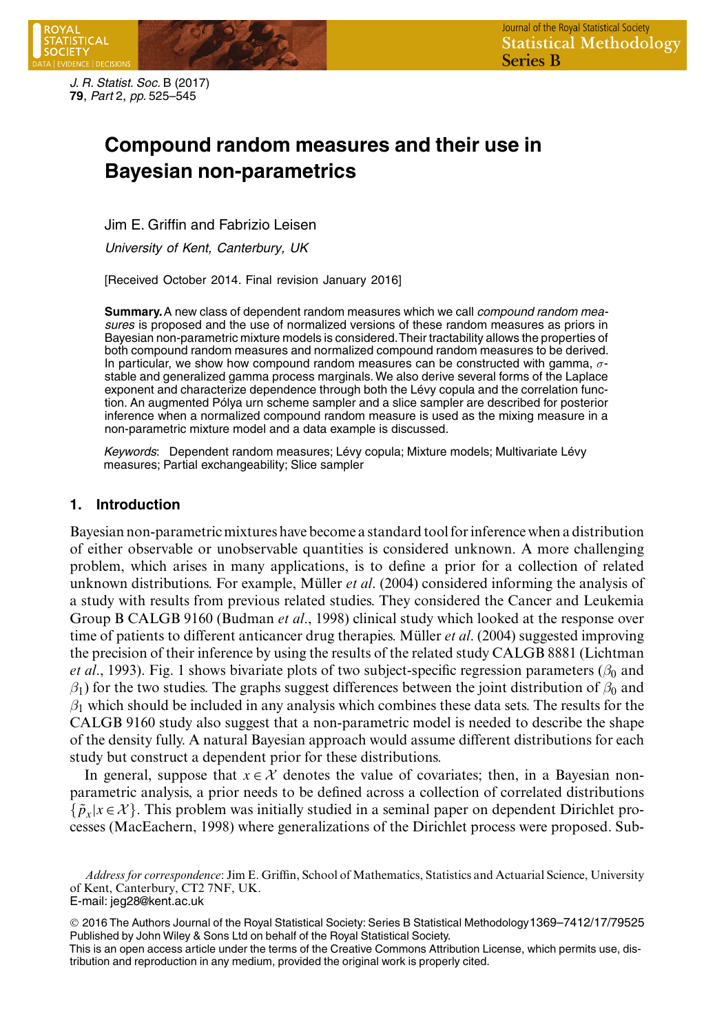# Compound random measures and their use in Bayesian non-parametrics

Jim E. Griffin and Fabrizio Leisen

*University of Kent, Canterbury, UK*

[Received October 2014. Final revision January 2016]

**Summary.** A new class of dependent random measures which we call *compound random measures* is proposed and the use of normalized versions of these random measures as priors in Bayesian non-parametric mixture models is considered. Their tractability allows the properties of both compound random measures and normalized compound random measures to be derived. In particular, we show how compound random measures can be constructed with gamma, $\sigma$-stable and generalized gamma process marginals. We also derive several forms of the Laplace exponent and characterize dependence through both the Lévy copula and the correlation function. An augmented Pólya urn scheme sampler and a slice sampler are described for posterior inference when a normalized compound random measure is used as the mixing measure in a non-parametric mixture model and a data example is discussed.

*Keywords*: Dependent random measures; Lévy copula; Mixture models; Multivariate Lévy measures; Partial exchangeability; Slice sampler

## 1. Introduction

Bayesian non-parametric mixtures have become a standard tool for inference when a distribution of either observable or unobservable quantities is considered unknown. A more challenging problem, which arises in many applications, is to define a prior for a collection of related unknown distributions. For example, Müller *et al.* (2004) considered informing the analysis of a study with results from previous related studies. They considered the Cancer and Leukemia Group B CALGB 9160 (Budman *et al.*, 1998) clinical study which looked at the response over time of patients to different anticancer drug therapies. Müller *et al.* (2004) suggested improving the precision of their inference by using the results of the related study CALGB 8881 (Lichtman *et al.*, 1993). Fig. 1 shows bivariate plots of two subject-specific regression parameters ($\beta_0$ and $\beta_1$) for the two studies. The graphs suggest differences between the joint distribution of $\beta_0$ and $\beta_1$ which should be included in any analysis which combines these data sets. The results for the CALGB 9160 study also suggest that a non-parametric model is needed to describe the shape of the density fully. A natural Bayesian approach would assume different distributions for each study but construct a dependent prior for these distributions.

In general, suppose that $x \in \mathcal{X}$ denotes the value of covariates; then, in a Bayesian non-parametric analysis, a prior needs to be defined across a collection of correlated distributions $\{\tilde{p}_x | x \in \mathcal{X}\}$. This problem was initially studied in a seminal paper on dependent Dirichlet processes (MacEachern, 1998) where generalizations of the Dirichlet process were proposed. Sub-

*Address for correspondence*: Jim E. Griffin, School of Mathematics, Statistics and Actuarial Science, University of Kent, Canterbury, CT2 7NF, UK.
E-mail: jeg28@kent.ac.uk

© 2016 The Authors Journal of the Royal Statistical Society: Series B Statistical Methodology 1369–7412/17/79525
Published by John Wiley & Sons Ltd on behalf of the Royal Statistical Society.
This is an open access article under the terms of the Creative Commons Attribution License, which permits use, distribution and reproduction in any medium, provided the original work is properly cited.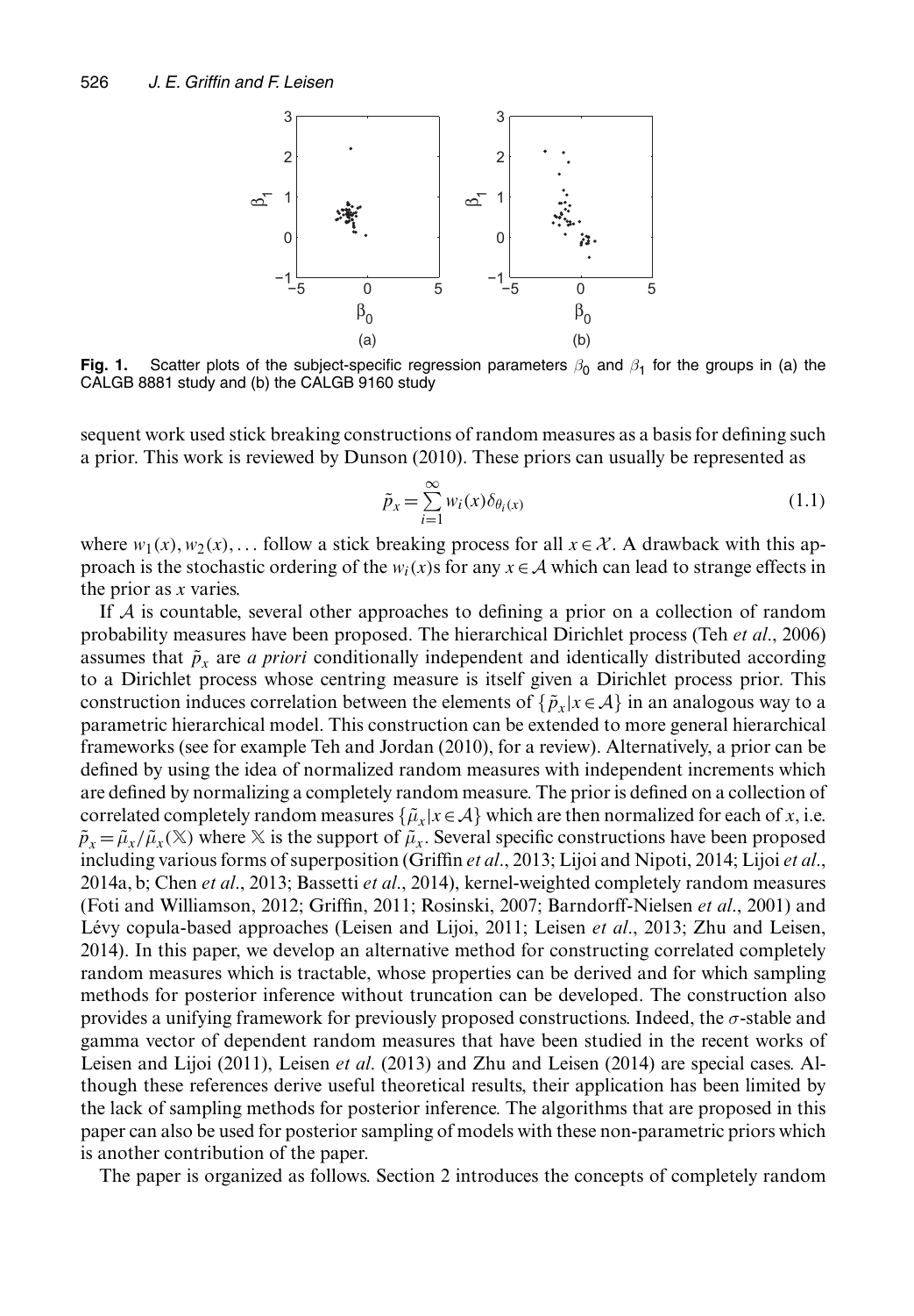**Fig. 1.** Scatter plots of the subject-specific regression parameters $\beta_0$ and $\beta_1$ for the groups in (a) the CALGB 8881 study and (b) the CALGB 9160 study

sequent work used stick breaking constructions of random measures as a basis for defining such a prior. This work is reviewed by Dunson (2010). These priors can usually be represented as

$$\tilde{p}_x = \sum_{i=1}^{\infty} w_i(x) \delta_{\theta_i(x)} \tag{1.1}$$

where $w_1(x), w_2(x), \ldots$ follow a stick breaking process for all $x \in \mathcal{X}$. A drawback with this approach is the stochastic ordering of the $w_i(x)$s for any $x \in \mathcal{A}$ which can lead to strange effects in the prior as $x$ varies.

If $\mathcal{A}$ is countable, several other approaches to defining a prior on a collection of random probability measures have been proposed. The hierarchical Dirichlet process (Teh *et al*., 2006) assumes that $\tilde{p}_x$ are *a priori* conditionally independent and identically distributed according to a Dirichlet process whose centring measure is itself given a Dirichlet process prior. This construction induces correlation between the elements of $\{\tilde{p}_x | x \in \mathcal{A}\}$ in an analogous way to a parametric hierarchical model. This construction can be extended to more general hierarchical frameworks (see for example Teh and Jordan (2010), for a review). Alternatively, a prior can be defined by using the idea of normalized random measures with independent increments which are defined by normalizing a completely random measure. The prior is defined on a collection of correlated completely random measures $\{\tilde{\mu}_x | x \in \mathcal{A}\}$ which are then normalized for each of $x$, i.e. $\tilde{p}_x = \tilde{\mu}_x / \tilde{\mu}_x(\mathbb{X})$ where $\mathbb{X}$ is the support of $\tilde{\mu}_x$. Several specific constructions have been proposed including various forms of superposition (Griffin *et al*., 2013; Lijoi and Nipoti, 2014; Lijoi *et al*., 2014a, b; Chen *et al*., 2013; Bassetti *et al*., 2014), kernel-weighted completely random measures (Foti and Williamson, 2012; Griffin, 2011; Rosinski, 2007; Barndorff-Nielsen *et al*., 2001) and Lévy copula-based approaches (Leisen and Lijoi, 2011; Leisen *et al*., 2013; Zhu and Leisen, 2014). In this paper, we develop an alternative method for constructing correlated completely random measures which is tractable, whose properties can be derived and for which sampling methods for posterior inference without truncation can be developed. The construction also provides a unifying framework for previously proposed constructions. Indeed, the $\sigma$-stable and gamma vector of dependent random measures that have been studied in the recent works of Leisen and Lijoi (2011), Leisen *et al*. (2013) and Zhu and Leisen (2014) are special cases. Although these references derive useful theoretical results, their application has been limited by the lack of sampling methods for posterior inference. The algorithms that are proposed in this paper can also be used for posterior sampling of models with these non-parametric priors which is another contribution of the paper.

The paper is organized as follows. Section 2 introduces the concepts of completely random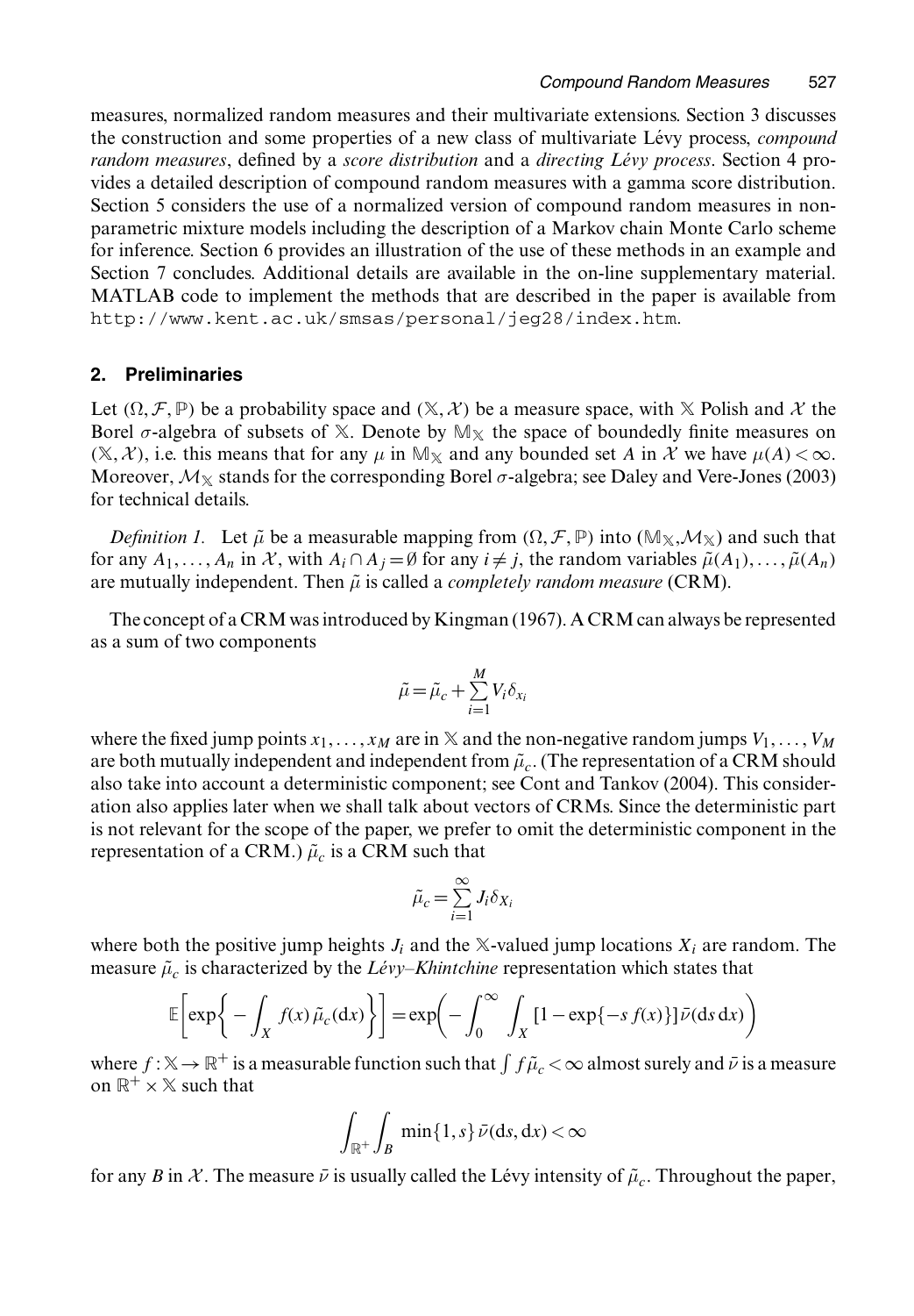measures, normalized random measures and their multivariate extensions. Section 3 discusses the construction and some properties of a new class of multivariate Lévy process, *compound random measures*, defined by a *score distribution* and a *directing Lévy process*. Section 4 provides a detailed description of compound random measures with a gamma score distribution. Section 5 considers the use of a normalized version of compound random measures in nonparametric mixture models including the description of a Markov chain Monte Carlo scheme for inference. Section 6 provides an illustration of the use of these methods in an example and Section 7 concludes. Additional details are available in the on-line supplementary material. MATLAB code to implement the methods that are described in the paper is available from http://www.kent.ac.uk/smsas/personal/jeg28/index.htm.

## 2. Preliminaries

Let $(\Omega, \mathcal{F}, \mathbb{P})$ be a probability space and $(\mathbb{X}, \mathcal{X})$ be a measure space, with $\mathbb{X}$ Polish and $\mathcal{X}$ the Borel $\sigma$-algebra of subsets of $\mathbb{X}$. Denote by $\mathbb{M}_{\mathbb{X}}$ the space of boundedly finite measures on $(\mathbb{X}, \mathcal{X})$, i.e. this means that for any $\mu$ in $\mathbb{M}_{\mathbb{X}}$ and any bounded set $A$ in $\mathcal{X}$ we have $\mu(A) < \infty$. Moreover, $\mathcal{M}_{\mathbb{X}}$ stands for the corresponding Borel $\sigma$-algebra; see Daley and Vere-Jones (2003) for technical details.

*Definition 1.* Let $\tilde{\mu}$ be a measurable mapping from $(\Omega, \mathcal{F}, \mathbb{P})$ into $(\mathbb{M}_{\mathbb{X}}, \mathcal{M}_{\mathbb{X}})$ and such that for any $A_1, \ldots, A_n$ in $\mathcal{X}$, with $A_i \cap A_j = \emptyset$ for any $i \neq j$, the random variables $\tilde{\mu}(A_1), \ldots, \tilde{\mu}(A_n)$ are mutually independent. Then $\tilde{\mu}$ is called a *completely random measure* (CRM).

The concept of a CRM was introduced by Kingman (1967). A CRM can always be represented as a sum of two components

$$\tilde{\mu} = \tilde{\mu}_c + \sum_{i=1}^{M} V_i \delta_{x_i}$$

where the fixed jump points $x_1, \ldots, x_M$ are in $\mathbb{X}$ and the non-negative random jumps $V_1, \ldots, V_M$ are both mutually independent and independent from $\tilde{\mu}_c$. (The representation of a CRM should also take into account a deterministic component; see Cont and Tankov (2004). This consideration also applies later when we shall talk about vectors of CRMs. Since the deterministic part is not relevant for the scope of the paper, we prefer to omit the deterministic component in the representation of a CRM.) $\tilde{\mu}_c$ is a CRM such that

$$\tilde{\mu}_c = \sum_{i=1}^{\infty} J_i \delta_{X_i}$$

where both the positive jump heights $J_i$ and the $\mathbb{X}$-valued jump locations $X_i$ are random. The measure $\tilde{\mu}_c$ is characterized by the *Lévy–Khintchine* representation which states that

$$\mathbb{E}\left[\exp\left\{-\int_X f(x)\, \tilde{\mu}_c(\mathrm{d}x)\right\}\right] = \exp\left(-\int_0^\infty \int_X [1 - \exp\{-s\, f(x)\}]\, \bar{\nu}(\mathrm{d}s\, \mathrm{d}x)\right)$$

where $f : \mathbb{X} \to \mathbb{R}^+$ is a measurable function such that $\int f \tilde{\mu}_c < \infty$ almost surely and $\bar{\nu}$ is a measure on $\mathbb{R}^+ \times \mathbb{X}$ such that

$$\int_{\mathbb{R}^+} \int_B \min\{1, s\}\, \bar{\nu}(\mathrm{d}s, \mathrm{d}x) < \infty$$

for any $B$ in $\mathcal{X}$. The measure $\bar{\nu}$ is usually called the Lévy intensity of $\tilde{\mu}_c$. Throughout the paper,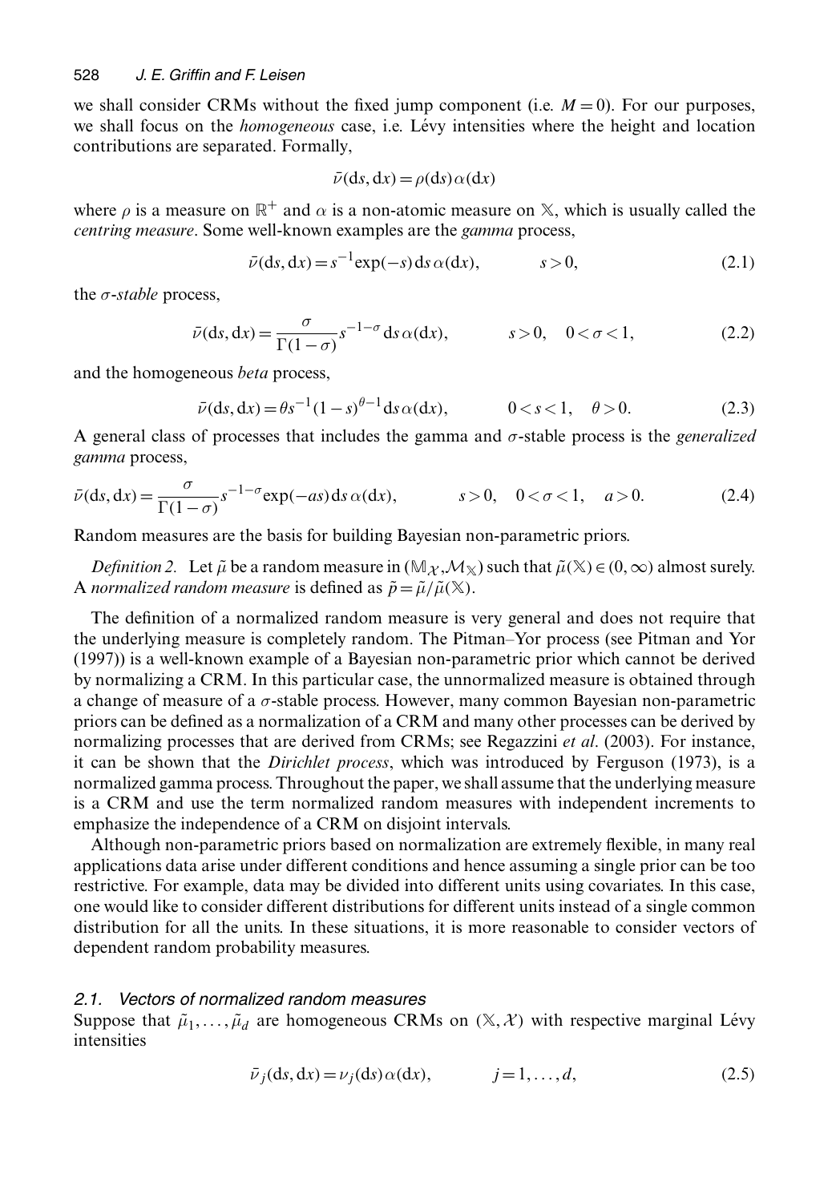we shall consider CRMs without the fixed jump component (i.e. $M=0$). For our purposes, we shall focus on the *homogeneous* case, i.e. Lévy intensities where the height and location contributions are separated. Formally,

$$\bar{\nu}(\mathrm{d}s,\mathrm{d}x)=\rho(\mathrm{d}s)\alpha(\mathrm{d}x)$$

where $\rho$ is a measure on $\mathbb{R}^+$ and $\alpha$ is a non-atomic measure on $\mathbb{X}$, which is usually called the *centring measure*. Some well-known examples are the *gamma* process,

$$\bar{\nu}(\mathrm{d}s,\mathrm{d}x)=s^{-1}\exp(-s)\,\mathrm{d}s\,\alpha(\mathrm{d}x), \qquad s>0, \tag{2.1}$$

the $\sigma$-*stable* process,

$$\bar{\nu}(\mathrm{d}s,\mathrm{d}x)=\frac{\sigma}{\Gamma(1-\sigma)}s^{-1-\sigma}\,\mathrm{d}s\,\alpha(\mathrm{d}x), \qquad s>0, \quad 0<\sigma<1, \tag{2.2}$$

and the homogeneous *beta* process,

$$\bar{\nu}(\mathrm{d}s,\mathrm{d}x)=\theta s^{-1}(1-s)^{\theta-1}\mathrm{d}s\,\alpha(\mathrm{d}x), \qquad 0<s<1, \quad \theta>0. \tag{2.3}$$

A general class of processes that includes the gamma and $\sigma$-stable process is the *generalized gamma* process,

$$\bar{\nu}(\mathrm{d}s,\mathrm{d}x)=\frac{\sigma}{\Gamma(1-\sigma)}s^{-1-\sigma}\exp(-as)\,\mathrm{d}s\,\alpha(\mathrm{d}x), \qquad s>0, \quad 0<\sigma<1, \quad a>0. \tag{2.4}$$

Random measures are the basis for building Bayesian non-parametric priors.

*Definition 2.* Let $\tilde{\mu}$ be a random measure in $(\mathbb{M}_{\mathcal{X}},\mathcal{M}_{\mathbb{X}})$ such that $\tilde{\mu}(\mathbb{X})\in(0,\infty)$ almost surely. A *normalized random measure* is defined as $\tilde{p}=\tilde{\mu}/\tilde{\mu}(\mathbb{X})$.

The definition of a normalized random measure is very general and does not require that the underlying measure is completely random. The Pitman–Yor process (see Pitman and Yor (1997)) is a well-known example of a Bayesian non-parametric prior which cannot be derived by normalizing a CRM. In this particular case, the unnormalized measure is obtained through a change of measure of a $\sigma$-stable process. However, many common Bayesian non-parametric priors can be defined as a normalization of a CRM and many other processes can be derived by normalizing processes that are derived from CRMs; see Regazzini *et al*. (2003). For instance, it can be shown that the *Dirichlet process*, which was introduced by Ferguson (1973), is a normalized gamma process. Throughout the paper, we shall assume that the underlying measure is a CRM and use the term normalized random measures with independent increments to emphasize the independence of a CRM on disjoint intervals.

Although non-parametric priors based on normalization are extremely flexible, in many real applications data arise under different conditions and hence assuming a single prior can be too restrictive. For example, data may be divided into different units using covariates. In this case, one would like to consider different distributions for different units instead of a single common distribution for all the units. In these situations, it is more reasonable to consider vectors of dependent random probability measures.

### 2.1. *Vectors of normalized random measures*

Suppose that $\tilde{\mu}_1,\ldots,\tilde{\mu}_d$ are homogeneous CRMs on $(\mathbb{X},\mathcal{X})$ with respective marginal Lévy intensities

$$\bar{\nu}_j(\mathrm{d}s,\mathrm{d}x)=\nu_j(\mathrm{d}s)\alpha(\mathrm{d}x), \qquad j=1,\ldots,d, \tag{2.5}$$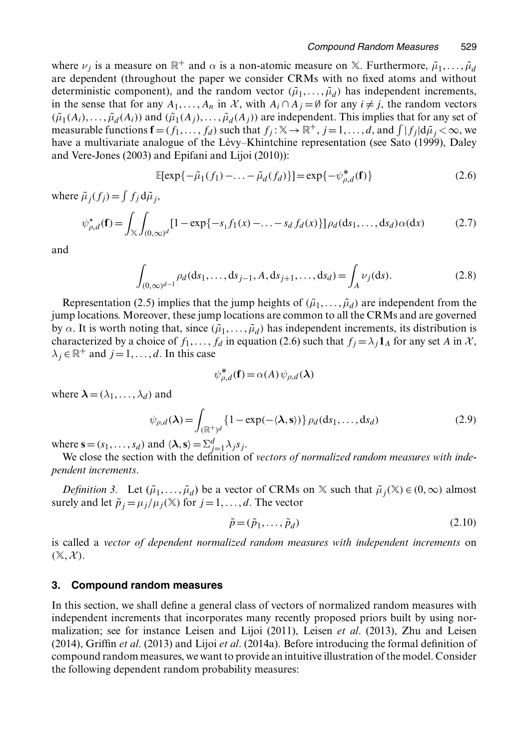where $\nu_j$ is a measure on $\mathbb{R}^+$ and $\alpha$ is a non-atomic measure on $\mathbb{X}$. Furthermore, $\tilde{\mu}_1, \ldots, \tilde{\mu}_d$ are dependent (throughout the paper we consider CRMs with no fixed atoms and without deterministic component), and the random vector $(\tilde{\mu}_1, \ldots, \tilde{\mu}_d)$ has independent increments, in the sense that for any $A_1, \ldots, A_n$ in $\mathcal{X}$, with $A_i \cap A_j = \emptyset$ for any $i \neq j$, the random vectors $(\tilde{\mu}_1(A_i), \ldots, \tilde{\mu}_d(A_i))$ and $(\tilde{\mu}_1(A_j), \ldots, \tilde{\mu}_d(A_j))$ are independent. This implies that for any set of measurable functions $\mathbf{f} = (f_1, \ldots, f_d)$ such that $f_j : \mathbb{X} \to \mathbb{R}^+$, $j = 1, \ldots, d$, and $\int |f_j| \mathrm{d}\tilde{\mu}_j < \infty$, we have a multivariate analogue of the Lévy–Khintchine representation (see Sato (1999), Daley and Vere-Jones (2003) and Epifani and Lijoi (2010)):

$$\mathbb{E}[\exp\{-\tilde{\mu}_1(f_1) - \ldots - \tilde{\mu}_d(f_d)\}] = \exp\{-\psi^*_{\rho,d}(\mathbf{f})\} \tag{2.6}$$

where $\tilde{\mu}_j(f_j) = \int f_j \, \mathrm{d}\tilde{\mu}_j$,

$$\psi^*_{\rho,d}(\mathbf{f}) = \int_{\mathbb{X}} \int_{(0,\infty)^d} [1 - \exp\{-s_1 f_1(x) - \ldots - s_d f_d(x)\}] \, \rho_d(\mathrm{d}s_1, \ldots, \mathrm{d}s_d) \alpha(\mathrm{d}x) \tag{2.7}$$

and

$$\int_{(0,\infty)^{d-1}} \rho_d(\mathrm{d}s_1, \ldots, \mathrm{d}s_{j-1}, A, \mathrm{d}s_{j+1}, \ldots, \mathrm{d}s_d) = \int_A \nu_j(\mathrm{d}s). \tag{2.8}$$

Representation (2.5) implies that the jump heights of $(\tilde{\mu}_1, \ldots, \tilde{\mu}_d)$ are independent from the jump locations. Moreover, these jump locations are common to all the CRMs and are governed by $\alpha$. It is worth noting that, since $(\tilde{\mu}_1, \ldots, \tilde{\mu}_d)$ has independent increments, its distribution is characterized by a choice of $f_1, \ldots, f_d$ in equation (2.6) such that $f_j = \lambda_j \mathbf{1}_A$ for any set $A$ in $\mathcal{X}$, $\lambda_j \in \mathbb{R}^+$ and $j = 1, \ldots, d$. In this case

$$\psi^*_{\rho,d}(\mathbf{f}) = \alpha(A) \, \psi_{\rho,d}(\boldsymbol{\lambda})$$

where $\boldsymbol{\lambda} = (\lambda_1, \ldots, \lambda_d)$ and

$$\psi_{\rho,d}(\boldsymbol{\lambda}) = \int_{(\mathbb{R}^+)^d} \{1 - \exp(-\langle \boldsymbol{\lambda}, \mathbf{s} \rangle)\} \, \rho_d(\mathrm{d}s_1, \ldots, \mathrm{d}s_d) \tag{2.9}$$

where $\mathbf{s} = (s_1, \ldots, s_d)$ and $\langle \boldsymbol{\lambda}, \mathbf{s} \rangle = \Sigma_{j=1}^d \lambda_j s_j$.

We close the section with the definition of *vectors of normalized random measures with independent increments*.

*Definition 3.* Let $(\tilde{\mu}_1, \ldots, \tilde{\mu}_d)$ be a vector of CRMs on $\mathbb{X}$ such that $\tilde{\mu}_j(\mathbb{X}) \in (0, \infty)$ almost surely and let $\tilde{p}_j = \mu_j / \mu_j(\mathbb{X})$ for $j = 1, \ldots, d$. The vector

$$\tilde{p} = (\tilde{p}_1, \ldots, \tilde{p}_d) \tag{2.10}$$

is called a *vector of dependent normalized random measures with independent increments* on $(\mathbb{X}, \mathcal{X})$.

## 3. Compound random measures

In this section, we shall define a general class of vectors of normalized random measures with independent increments that incorporates many recently proposed priors built by using normalization; see for instance Leisen and Lijoi (2011), Leisen *et al*. (2013), Zhu and Leisen (2014), Griffin *et al*. (2013) and Lijoi *et al*. (2014a). Before introducing the formal definition of compound random measures, we want to provide an intuitive illustration of the model. Consider the following dependent random probability measures: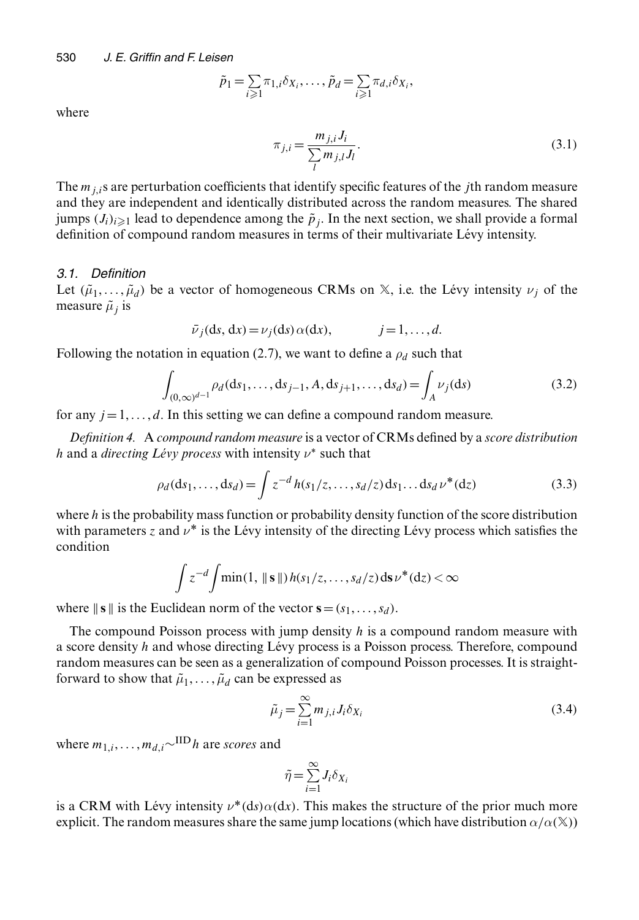$$\tilde{p}_1 = \sum_{i \geqslant 1} \pi_{1,i} \delta_{X_i}, \ldots, \tilde{p}_d = \sum_{i \geqslant 1} \pi_{d,i} \delta_{X_i},$$

where

$$\pi_{j,i} = \frac{m_{j,i} J_i}{\sum_l m_{j,l} J_l}. \tag{3.1}$$

The $m_{j,i}$s are perturbation coefficients that identify specific features of the $j$th random measure and they are independent and identically distributed across the random measures. The shared jumps $(J_i)_{i \geqslant 1}$ lead to dependence among the $\tilde{p}_j$. In the next section, we shall provide a formal definition of compound random measures in terms of their multivariate Lévy intensity.

### *3.1. Definition*

Let $(\tilde{\mu}_1, \ldots, \tilde{\mu}_d)$ be a vector of homogeneous CRMs on $\mathbb{X}$, i.e. the Lévy intensity $\nu_j$ of the measure $\tilde{\mu}_j$ is

$$\bar{\nu}_j(\mathrm{d}s, \mathrm{d}x) = \nu_j(\mathrm{d}s)\, \alpha(\mathrm{d}x), \qquad j = 1, \ldots, d.$$

Following the notation in equation (2.7), we want to define a $\rho_d$ such that

$$\int_{(0,\infty)^{d-1}} \rho_d(\mathrm{d}s_1, \ldots, \mathrm{d}s_{j-1}, A, \mathrm{d}s_{j+1}, \ldots, \mathrm{d}s_d) = \int_A \nu_j(\mathrm{d}s) \tag{3.2}$$

for any $j = 1, \ldots, d$. In this setting we can define a compound random measure.

*Definition 4.* A *compound random measure* is a vector of CRMs defined by a *score distribution* $h$ and a *directing Lévy process* with intensity $\nu^*$ such that

$$\rho_d(\mathrm{d}s_1, \ldots, \mathrm{d}s_d) = \int z^{-d} h(s_1/z, \ldots, s_d/z)\, \mathrm{d}s_1 \ldots \mathrm{d}s_d\, \nu^*(\mathrm{d}z) \tag{3.3}$$

where $h$ is the probability mass function or probability density function of the score distribution with parameters $z$ and $\nu^*$ is the Lévy intensity of the directing Lévy process which satisfies the condition

$$\int z^{-d} \int \min(1, \|\mathbf{s}\|)\, h(s_1/z, \ldots, s_d/z)\, \mathrm{d}\mathbf{s}\, \nu^*(\mathrm{d}z) < \infty$$

where $\|\mathbf{s}\|$ is the Euclidean norm of the vector $\mathbf{s} = (s_1, \ldots, s_d)$.

The compound Poisson process with jump density $h$ is a compound random measure with a score density $h$ and whose directing Lévy process is a Poisson process. Therefore, compound random measures can be seen as a generalization of compound Poisson processes. It is straightforward to show that $\tilde{\mu}_1, \ldots, \tilde{\mu}_d$ can be expressed as

$$\tilde{\mu}_j = \sum_{i=1}^{\infty} m_{j,i} J_i \delta_{X_i} \tag{3.4}$$

where $m_{1,i}, \ldots, m_{d,i} \overset{\text{IID}}{\sim} h$ are *scores* and

$$\tilde{\eta} = \sum_{i=1}^{\infty} J_i \delta_{X_i}$$

is a CRM with Lévy intensity $\nu^*(\mathrm{d}s)\alpha(\mathrm{d}x)$. This makes the structure of the prior much more explicit. The random measures share the same jump locations (which have distribution $\alpha/\alpha(\mathbb{X})$)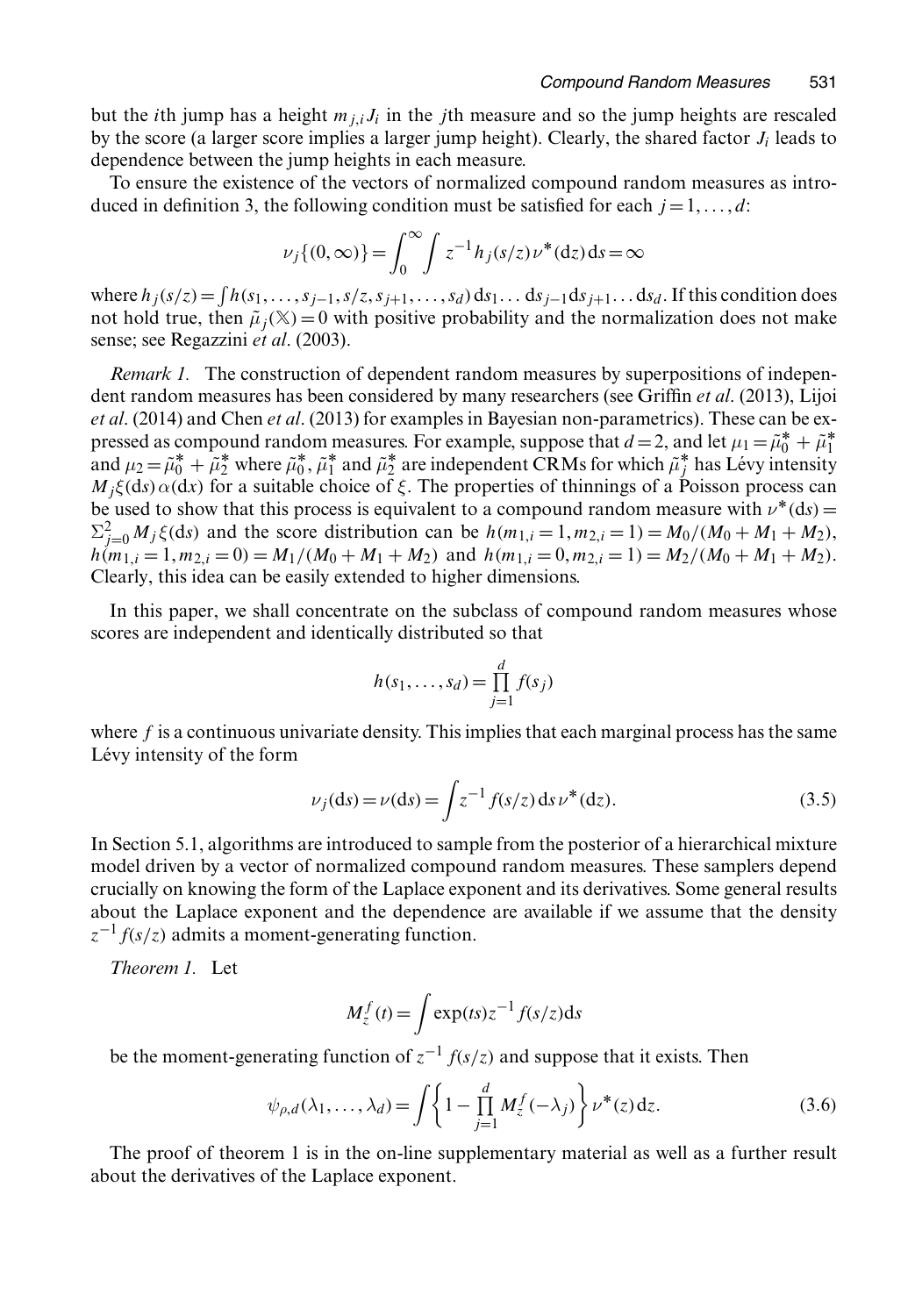but the $i$th jump has a height $m_{j,i} J_i$ in the $j$th measure and so the jump heights are rescaled by the score (a larger score implies a larger jump height). Clearly, the shared factor $J_i$ leads to dependence between the jump heights in each measure.

To ensure the existence of the vectors of normalized compound random measures as introduced in definition 3, the following condition must be satisfied for each $j = 1, \ldots, d$:

$$\nu_j\{(0,\infty)\} = \int_0^\infty \int z^{-1} h_j(s/z)\, \nu^*(\mathrm{d}z)\, \mathrm{d}s = \infty$$

where $h_j(s/z) = \int h(s_1, \ldots, s_{j-1}, s/z, s_{j+1}, \ldots, s_d)\, \mathrm{d}s_1 \ldots \mathrm{d}s_{j-1} \mathrm{d}s_{j+1} \ldots \mathrm{d}s_d$. If this condition does not hold true, then $\tilde{\mu}_j(\mathbb{X}) = 0$ with positive probability and the normalization does not make sense; see Regazzini *et al*. (2003).

*Remark 1.* The construction of dependent random measures by superpositions of independent random measures has been considered by many researchers (see Griffin *et al*. (2013), Lijoi *et al*. (2014) and Chen *et al*. (2013) for examples in Bayesian non-parametrics). These can be expressed as compound random measures. For example, suppose that $d = 2$, and let $\mu_1 = \tilde{\mu}_0^* + \tilde{\mu}_1^*$ and $\mu_2 = \tilde{\mu}_0^* + \tilde{\mu}_2^*$ where $\tilde{\mu}_0^*$, $\tilde{\mu}_1^*$ and $\tilde{\mu}_2^*$ are independent CRMs for which $\tilde{\mu}_j^*$ has Lévy intensity $M_j \xi(\mathrm{d}s)\, \alpha(\mathrm{d}x)$ for a suitable choice of $\xi$. The properties of thinnings of a Poisson process can be used to show that this process is equivalent to a compound random measure with $\nu^*(\mathrm{d}s) = \Sigma_{j=0}^2 M_j \xi(\mathrm{d}s)$ and the score distribution can be $h(m_{1,i} = 1, m_{2,i} = 1) = M_0/(M_0 + M_1 + M_2)$, $h(m_{1,i} = 1, m_{2,i} = 0) = M_1/(M_0 + M_1 + M_2)$ and $h(m_{1,i} = 0, m_{2,i} = 1) = M_2/(M_0 + M_1 + M_2)$. Clearly, this idea can be easily extended to higher dimensions.

In this paper, we shall concentrate on the subclass of compound random measures whose scores are independent and identically distributed so that

$$h(s_1, \ldots, s_d) = \prod_{j=1}^d f(s_j)$$

where $f$ is a continuous univariate density. This implies that each marginal process has the same Lévy intensity of the form

$$\nu_j(\mathrm{d}s) = \nu(\mathrm{d}s) = \int z^{-1} f(s/z)\, \mathrm{d}s\, \nu^*(\mathrm{d}z). \tag{3.5}$$

In Section 5.1, algorithms are introduced to sample from the posterior of a hierarchical mixture model driven by a vector of normalized compound random measures. These samplers depend crucially on knowing the form of the Laplace exponent and its derivatives. Some general results about the Laplace exponent and the dependence are available if we assume that the density $z^{-1} f(s/z)$ admits a moment-generating function.

*Theorem 1.* Let

$$M_z^f(t) = \int \exp(ts) z^{-1} f(s/z) \mathrm{d}s$$

be the moment-generating function of $z^{-1}\, f(s/z)$ and suppose that it exists. Then

$$\psi_{\rho,d}(\lambda_1, \ldots, \lambda_d) = \int \left\{ 1 - \prod_{j=1}^d M_z^f(-\lambda_j) \right\} \nu^*(z)\, \mathrm{d}z. \tag{3.6}$$

The proof of theorem 1 is in the on-line supplementary material as well as a further result about the derivatives of the Laplace exponent.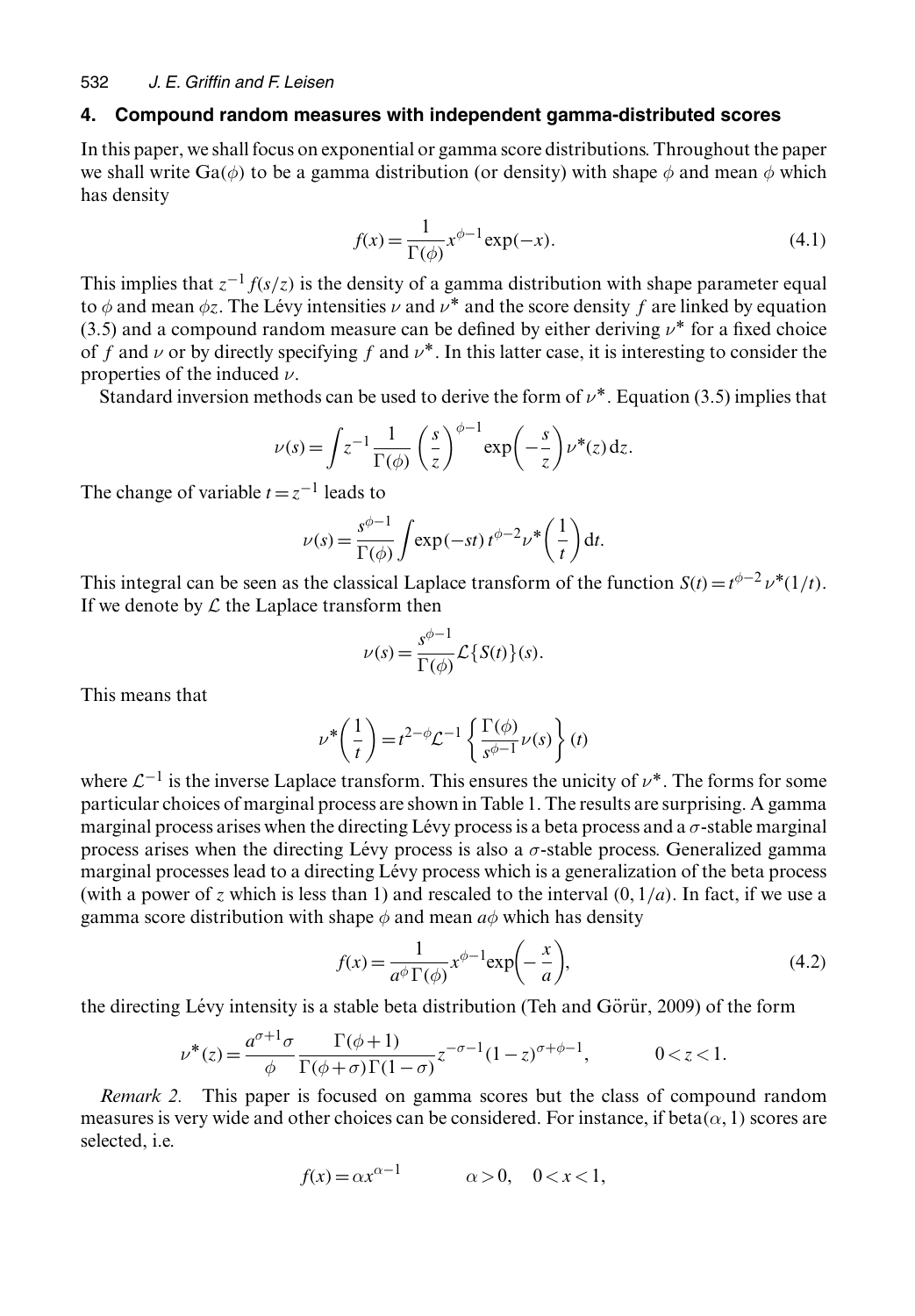## 4. Compound random measures with independent gamma-distributed scores

In this paper, we shall focus on exponential or gamma score distributions. Throughout the paper we shall write $\mathrm{Ga}(\phi)$ to be a gamma distribution (or density) with shape $\phi$ and mean $\phi$ which has density

$$f(x) = \frac{1}{\Gamma(\phi)} x^{\phi-1} \exp(-x). \tag{4.1}$$

This implies that $z^{-1} f(s/z)$ is the density of a gamma distribution with shape parameter equal to $\phi$ and mean $\phi z$. The Lévy intensities $\nu$ and $\nu^*$ and the score density $f$ are linked by equation (3.5) and a compound random measure can be defined by either deriving $\nu^*$ for a fixed choice of $f$ and $\nu$ or by directly specifying $f$ and $\nu^*$. In this latter case, it is interesting to consider the properties of the induced $\nu$.

Standard inversion methods can be used to derive the form of $\nu^*$. Equation (3.5) implies that

$$\nu(s) = \int z^{-1} \frac{1}{\Gamma(\phi)} \left(\frac{s}{z}\right)^{\phi-1} \exp\left(-\frac{s}{z}\right) \nu^*(z)\,\mathrm{d}z.$$

The change of variable $t = z^{-1}$ leads to

$$\nu(s) = \frac{s^{\phi-1}}{\Gamma(\phi)} \int \exp(-st)\, t^{\phi-2} \nu^*\left(\frac{1}{t}\right) \mathrm{d}t.$$

This integral can be seen as the classical Laplace transform of the function $S(t) = t^{\phi-2}\,\nu^*(1/t)$. If we denote by $\mathcal{L}$ the Laplace transform then

$$\nu(s) = \frac{s^{\phi-1}}{\Gamma(\phi)} \mathcal{L}\{S(t)\}(s).$$

This means that

$$\nu^*\left(\frac{1}{t}\right) = t^{2-\phi} \mathcal{L}^{-1}\left\{\frac{\Gamma(\phi)}{s^{\phi-1}} \nu(s)\right\}(t)$$

where $\mathcal{L}^{-1}$ is the inverse Laplace transform. This ensures the unicity of $\nu^*$. The forms for some particular choices of marginal process are shown in Table 1. The results are surprising. A gamma marginal process arises when the directing Lévy process is a beta process and a $\sigma$-stable marginal process arises when the directing Lévy process is also a $\sigma$-stable process. Generalized gamma marginal processes lead to a directing Lévy process which is a generalization of the beta process (with a power of $z$ which is less than 1) and rescaled to the interval $(0, 1/a)$. In fact, if we use a gamma score distribution with shape $\phi$ and mean $a\phi$ which has density

$$f(x) = \frac{1}{a^{\phi}\Gamma(\phi)} x^{\phi-1} \exp\left(-\frac{x}{a}\right), \tag{4.2}$$

the directing Lévy intensity is a stable beta distribution (Teh and Görür, 2009) of the form

$$\nu^*(z) = \frac{a^{\sigma+1}\sigma}{\phi} \frac{\Gamma(\phi+1)}{\Gamma(\phi+\sigma)\Gamma(1-\sigma)} z^{-\sigma-1} (1-z)^{\sigma+\phi-1}, \qquad 0 < z < 1.$$

*Remark 2.* This paper is focused on gamma scores but the class of compound random measures is very wide and other choices can be considered. For instance, if $\mathrm{beta}(\alpha, 1)$ scores are selected, i.e.

$$f(x) = \alpha x^{\alpha-1} \qquad \alpha > 0, \quad 0 < x < 1,$$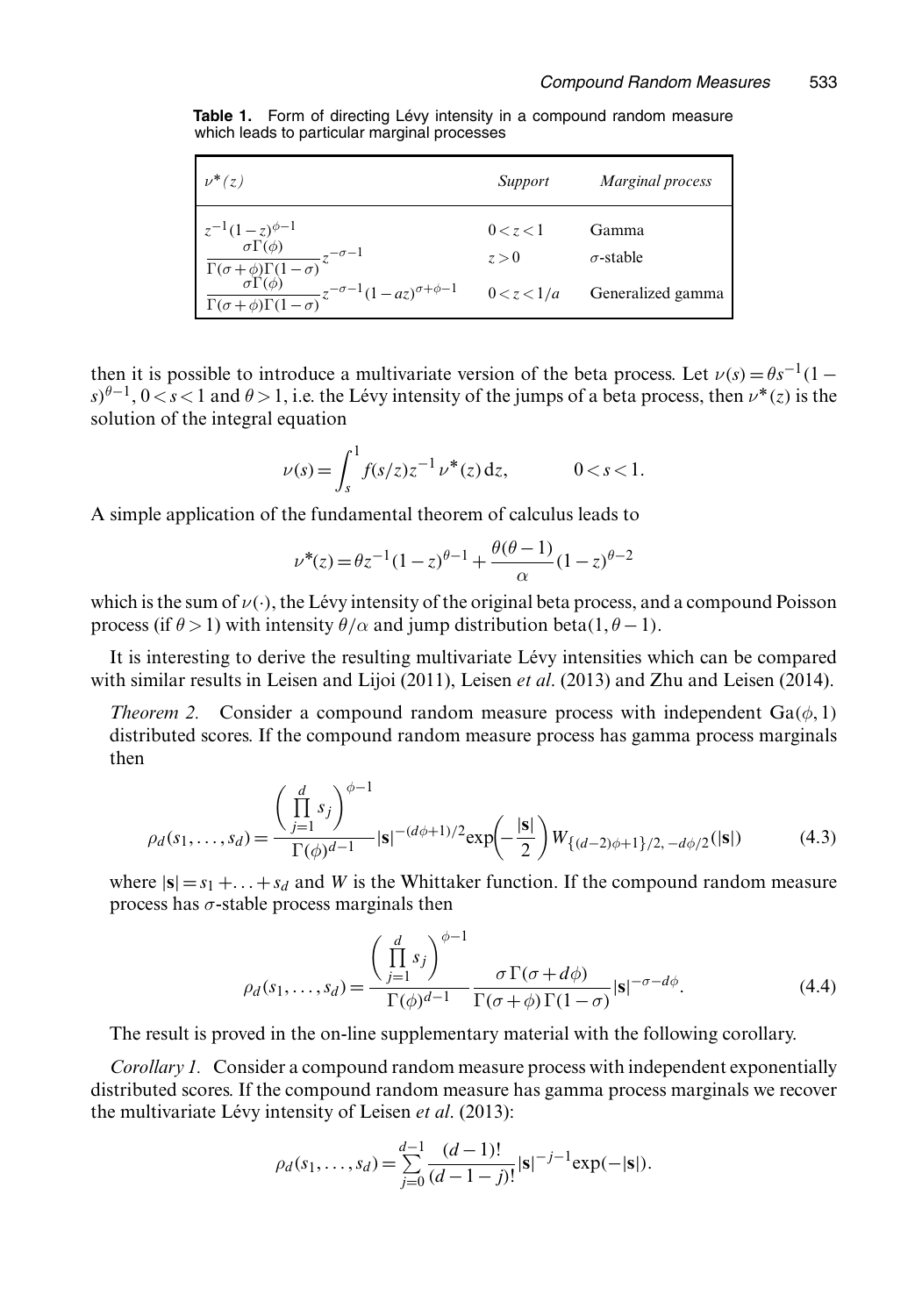**Table 1.** Form of directing Lévy intensity in a compound random measure which leads to particular marginal processes

| $\nu^*(z)$ | *Support* | *Marginal process* |
|---|---|---|
| $z^{-1}(1-z)^{\phi-1}$ | $0<z<1$ | Gamma |
| $\dfrac{\sigma\Gamma(\phi)}{\Gamma(\sigma+\phi)\Gamma(1-\sigma)}z^{-\sigma-1}$ | $z>0$ | $\sigma$-stable |
| $\dfrac{\sigma\Gamma(\phi)}{\Gamma(\sigma+\phi)\Gamma(1-\sigma)}z^{-\sigma-1}(1-az)^{\sigma+\phi-1}$ | $0<z<1/a$ | Generalized gamma |

then it is possible to introduce a multivariate version of the beta process. Let $\nu(s)=\theta s^{-1}(1-s)^{\theta-1}$, $0<s<1$ and $\theta>1$, i.e. the Lévy intensity of the jumps of a beta process, then $\nu^*(z)$ is the solution of the integral equation

$$\nu(s)=\int_s^1 f(s/z)z^{-1}\nu^*(z)\,\mathrm{d}z, \qquad 0<s<1.$$

A simple application of the fundamental theorem of calculus leads to

$$\nu^*(z)=\theta z^{-1}(1-z)^{\theta-1}+\frac{\theta(\theta-1)}{\alpha}(1-z)^{\theta-2}$$

which is the sum of $\nu(\cdot)$, the Lévy intensity of the original beta process, and a compound Poisson process (if $\theta>1$) with intensity $\theta/\alpha$ and jump distribution beta$(1,\theta-1)$.

It is interesting to derive the resulting multivariate Lévy intensities which can be compared with similar results in Leisen and Lijoi (2011), Leisen *et al*. (2013) and Zhu and Leisen (2014).

*Theorem 2.* Consider a compound random measure process with independent $\mathrm{Ga}(\phi,1)$ distributed scores. If the compound random measure process has gamma process marginals then

$$\rho_d(s_1,\ldots,s_d)=\frac{\left(\prod_{j=1}^{d}s_j\right)^{\phi-1}}{\Gamma(\phi)^{d-1}}|\mathbf{s}|^{-(d\phi+1)/2}\exp\left(-\frac{|\mathbf{s}|}{2}\right)W_{\{(d-2)\phi+1\}/2,\,-d\phi/2}(|\mathbf{s}|) \tag{4.3}$$

where $|\mathbf{s}|=s_1+\ldots+s_d$ and $W$ is the Whittaker function. If the compound random measure process has $\sigma$-stable process marginals then

$$\rho_d(s_1,\ldots,s_d)=\frac{\left(\prod_{j=1}^{d}s_j\right)^{\phi-1}}{\Gamma(\phi)^{d-1}}\frac{\sigma\,\Gamma(\sigma+d\phi)}{\Gamma(\sigma+\phi)\,\Gamma(1-\sigma)}|\mathbf{s}|^{-\sigma-d\phi}. \tag{4.4}$$

The result is proved in the on-line supplementary material with the following corollary.

*Corollary 1.* Consider a compound random measure process with independent exponentially distributed scores. If the compound random measure has gamma process marginals we recover the multivariate Lévy intensity of Leisen *et al*. (2013):

$$\rho_d(s_1,\ldots,s_d)=\sum_{j=0}^{d-1}\frac{(d-1)!}{(d-1-j)!}|\mathbf{s}|^{-j-1}\exp(-|\mathbf{s}|).$$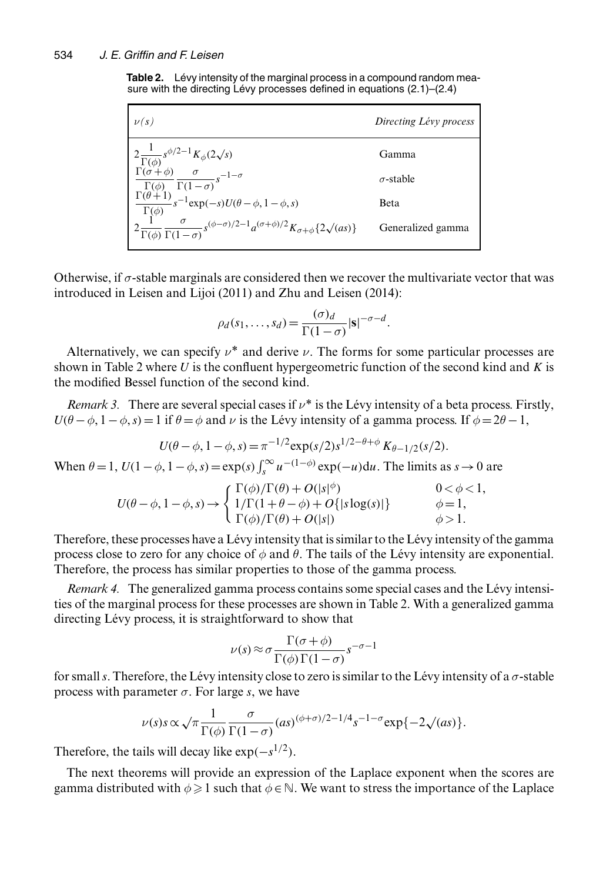**Table 2.** Lévy intensity of the marginal process in a compound random measure with the directing Lévy processes defined in equations (2.1)–(2.4)

| $\nu(s)$ | *Directing Lévy process* |
|---|---|
| $2\dfrac{1}{\Gamma(\phi)}s^{\phi/2-1}K_{\phi}(2\sqrt{s})$ | Gamma |
| $\dfrac{\Gamma(\sigma+\phi)}{\Gamma(\phi)}\dfrac{\sigma}{\Gamma(1-\sigma)}s^{-1-\sigma}$ | $\sigma$-stable |
| $\dfrac{\Gamma(\theta+1)}{\Gamma(\phi)}s^{-1}\exp(-s)U(\theta-\phi,1-\phi,s)$ | Beta |
| $2\dfrac{1}{\Gamma(\phi)}\dfrac{\sigma}{\Gamma(1-\sigma)}s^{(\phi-\sigma)/2-1}a^{(\sigma+\phi)/2}K_{\sigma+\phi}\{2\sqrt{(as)}\}$ | Generalized gamma |

Otherwise, if $\sigma$-stable marginals are considered then we recover the multivariate vector that was introduced in Leisen and Lijoi (2011) and Zhu and Leisen (2014):

$$\rho_d(s_1,\ldots,s_d)=\frac{(\sigma)_d}{\Gamma(1-\sigma)}|\mathbf{s}|^{-\sigma-d}.$$

Alternatively, we can specify $\nu^*$ and derive $\nu$. The forms for some particular processes are shown in Table 2 where $U$ is the confluent hypergeometric function of the second kind and $K$ is the modified Bessel function of the second kind.

*Remark 3.* There are several special cases if $\nu^*$ is the Lévy intensity of a beta process. Firstly, $U(\theta-\phi,1-\phi,s)=1$ if $\theta=\phi$ and $\nu$ is the Lévy intensity of a gamma process. If $\phi=2\theta-1$,

$$U(\theta-\phi,1-\phi,s)=\pi^{-1/2}\exp(s/2)s^{1/2-\theta+\phi}K_{\theta-1/2}(s/2).$$

When $\theta=1$, $U(1-\phi,1-\phi,s)=\exp(s)\int_s^{\infty}u^{-(1-\phi)}\exp(-u)\mathrm{d}u$. The limits as $s\to 0$ are

$$U(\theta-\phi,1-\phi,s)\to\begin{cases}\Gamma(\phi)/\Gamma(\theta)+O(|s|^{\phi}) & 0<\phi<1,\\ 1/\Gamma(1+\theta-\phi)+O\{|s\log(s)|\} & \phi=1,\\ \Gamma(\phi)/\Gamma(\theta)+O(|s|) & \phi>1.\end{cases}$$

Therefore, these processes have a Lévy intensity that is similar to the Lévy intensity of the gamma process close to zero for any choice of $\phi$ and $\theta$. The tails of the Lévy intensity are exponential. Therefore, the process has similar properties to those of the gamma process.

*Remark 4.* The generalized gamma process contains some special cases and the Lévy intensities of the marginal process for these processes are shown in Table 2. With a generalized gamma directing Lévy process, it is straightforward to show that

$$\nu(s)\approx\sigma\frac{\Gamma(\sigma+\phi)}{\Gamma(\phi)\Gamma(1-\sigma)}s^{-\sigma-1}$$

for small $s$. Therefore, the Lévy intensity close to zero is similar to the Lévy intensity of a $\sigma$-stable process with parameter $\sigma$. For large $s$, we have

$$\nu(s)s\propto\sqrt{\pi}\frac{1}{\Gamma(\phi)}\frac{\sigma}{\Gamma(1-\sigma)}(as)^{(\phi+\sigma)/2-1/4}s^{-1-\sigma}\exp\{-2\sqrt{(as)}\}.$$

Therefore, the tails will decay like $\exp(-s^{1/2})$.

The next theorems will provide an expression of the Laplace exponent when the scores are gamma distributed with $\phi\geqslant 1$ such that $\phi\in\mathbb{N}$. We want to stress the importance of the Laplace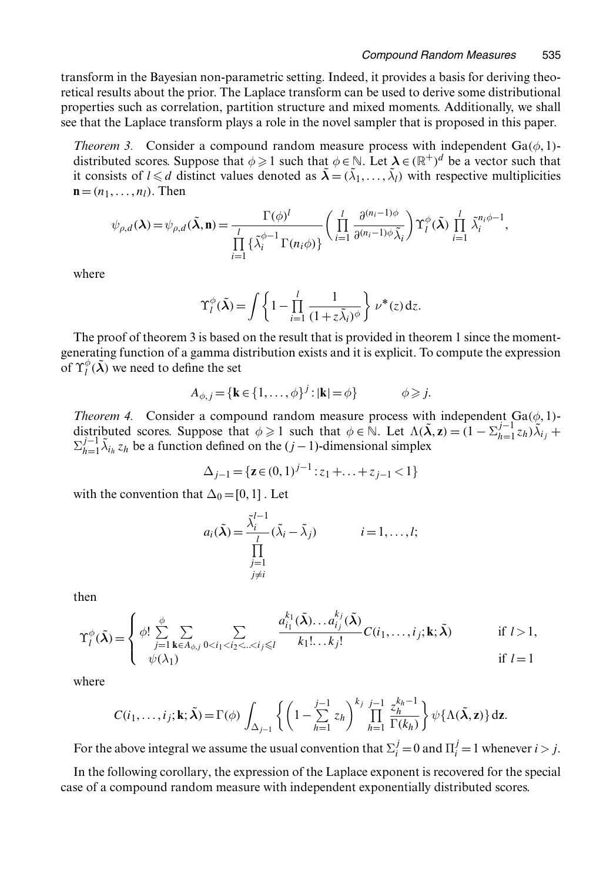transform in the Bayesian non-parametric setting. Indeed, it provides a basis for deriving theoretical results about the prior. The Laplace transform can be used to derive some distributional properties such as correlation, partition structure and mixed moments. Additionally, we shall see that the Laplace transform plays a role in the novel sampler that is proposed in this paper.

*Theorem 3.* Consider a compound random measure process with independent $\mathrm{Ga}(\phi, 1)$-distributed scores. Suppose that $\phi \geqslant 1$ such that $\phi \in \mathbb{N}$. Let $\boldsymbol{\lambda} \in (\mathbb{R}^+)^d$ be a vector such that it consists of $l \leqslant d$ distinct values denoted as $\tilde{\boldsymbol{\lambda}} = (\tilde{\lambda}_1, \ldots, \tilde{\lambda}_l)$ with respective multiplicities $\mathbf{n} = (n_1, \ldots, n_l)$. Then

$$\psi_{\rho,d}(\boldsymbol{\lambda}) = \psi_{\rho,d}(\tilde{\boldsymbol{\lambda}}, \mathbf{n}) = \frac{\Gamma(\phi)^l}{\prod_{i=1}^{l} \{\tilde{\lambda}_i^{\phi-1}\, \Gamma(n_i \phi)\}} \left( \prod_{i=1}^{l} \frac{\partial^{(n_i-1)\phi}}{\partial^{(n_i-1)\phi} \tilde{\lambda}_i} \right) \Upsilon_l^{\phi}(\tilde{\boldsymbol{\lambda}}) \prod_{i=1}^{l} \tilde{\lambda}_i^{n_i \phi - 1},$$

where

$$\Upsilon_l^{\phi}(\tilde{\boldsymbol{\lambda}}) = \int \left\{ 1 - \prod_{i=1}^{l} \frac{1}{(1 + z\tilde{\lambda}_i)^{\phi}} \right\} \nu^*(z)\, \mathrm{d}z.$$

The proof of theorem 3 is based on the result that is provided in theorem 1 since the moment-generating function of a gamma distribution exists and it is explicit. To compute the expression of $\Upsilon_l^{\phi}(\tilde{\boldsymbol{\lambda}})$ we need to define the set

$$A_{\phi,j} = \{\mathbf{k} \in \{1, \ldots, \phi\}^j : |\mathbf{k}| = \phi\} \qquad \phi \geqslant j.$$

*Theorem 4.* Consider a compound random measure process with independent $\mathrm{Ga}(\phi, 1)$-distributed scores. Suppose that $\phi \geqslant 1$ such that $\phi \in \mathbb{N}$. Let $\Lambda(\tilde{\boldsymbol{\lambda}}, \mathbf{z}) = (1 - \Sigma_{h=1}^{j-1} z_h)\tilde{\lambda}_{i_j} + \Sigma_{h=1}^{j-1} \tilde{\lambda}_{i_h} z_h$ be a function defined on the $(j-1)$-dimensional simplex

$$\Delta_{j-1} = \{\mathbf{z} \in (0,1)^{j-1} : z_1 + \ldots + z_{j-1} < 1\}$$

with the convention that $\Delta_0 = [0, 1]$ . Let

$$a_i(\tilde{\boldsymbol{\lambda}}) = \frac{\tilde{\lambda}_i^{l-1}}{\prod_{\substack{j=1 \\ j \neq i}}^{l} (\tilde{\lambda}_i - \tilde{\lambda}_j)} \qquad i = 1, \ldots, l;$$

then

$$\Upsilon_l^{\phi}(\tilde{\boldsymbol{\lambda}}) = \begin{cases} \phi! \sum_{j=1}^{\phi} \sum_{\mathbf{k} \in A_{\phi,j}} \sum_{0 < i_1 < i_2 < \ldots < i_j \leqslant l} \dfrac{a_{i_1}^{k_1}(\tilde{\boldsymbol{\lambda}}) \ldots a_{i_j}^{k_j}(\tilde{\boldsymbol{\lambda}})}{k_1! \ldots k_j!} C(i_1, \ldots, i_j; \mathbf{k}; \tilde{\boldsymbol{\lambda}}) & \text{if } l > 1, \\ \psi(\lambda_1) & \text{if } l = 1 \end{cases}$$

where

$$C(i_1, \ldots, i_j; \mathbf{k}; \tilde{\boldsymbol{\lambda}}) = \Gamma(\phi) \int_{\Delta_{j-1}} \left\{ \left( 1 - \sum_{h=1}^{j-1} z_h \right)^{k_j} \prod_{h=1}^{j-1} \frac{z_h^{k_h - 1}}{\Gamma(k_h)} \right\} \psi\{\Lambda(\tilde{\boldsymbol{\lambda}}, \mathbf{z})\}\, \mathrm{d}\mathbf{z}.$$

For the above integral we assume the usual convention that $\Sigma_i^j = 0$ and $\Pi_i^j = 1$ whenever $i > j$.

In the following corollary, the expression of the Laplace exponent is recovered for the special case of a compound random measure with independent exponentially distributed scores.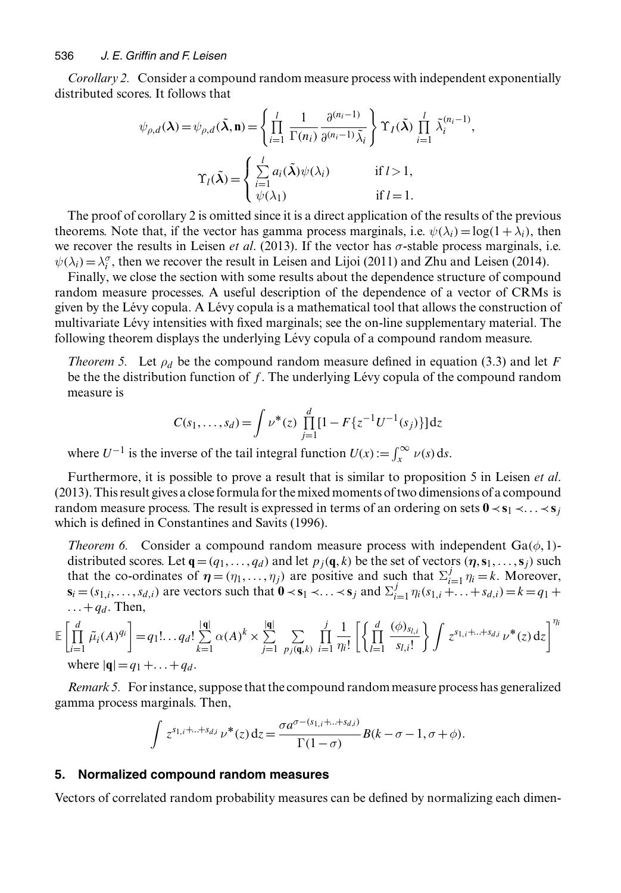*Corollary 2.* Consider a compound random measure process with independent exponentially distributed scores. It follows that

$$\psi_{\rho,d}(\boldsymbol{\lambda}) = \psi_{\rho,d}(\tilde{\boldsymbol{\lambda}}, \mathbf{n}) = \left\{ \prod_{i=1}^{l} \frac{1}{\Gamma(n_i)} \frac{\partial^{(n_i-1)}}{\partial^{(n_i-1)} \tilde{\lambda}_i} \right\} \Upsilon_l(\tilde{\boldsymbol{\lambda}}) \prod_{i=1}^{l} \tilde{\lambda}_i^{(n_i-1)},$$

$$\Upsilon_l(\tilde{\boldsymbol{\lambda}}) = \begin{cases} \sum_{i=1}^{l} a_i(\tilde{\boldsymbol{\lambda}}) \psi(\lambda_i) & \text{if } l > 1, \\ \psi(\lambda_1) & \text{if } l = 1. \end{cases}$$

The proof of corollary 2 is omitted since it is a direct application of the results of the previous theorems. Note that, if the vector has gamma process marginals, i.e. $\psi(\lambda_i) = \log(1 + \lambda_i)$, then we recover the results in Leisen *et al*. (2013). If the vector has $\sigma$-stable process marginals, i.e. $\psi(\lambda_i) = \lambda_i^{\sigma}$, then we recover the result in Leisen and Lijoi (2011) and Zhu and Leisen (2014).

Finally, we close the section with some results about the dependence structure of compound random measure processes. A useful description of the dependence of a vector of CRMs is given by the Lévy copula. A Lévy copula is a mathematical tool that allows the construction of multivariate Lévy intensities with fixed marginals; see the on-line supplementary material. The following theorem displays the underlying Lévy copula of a compound random measure.

*Theorem 5.* Let $\rho_d$ be the compound random measure defined in equation (3.3) and let $F$ be the the distribution function of $f$. The underlying Lévy copula of the compound random measure is

$$C(s_1, \ldots, s_d) = \int \nu^*(z) \prod_{j=1}^{d} [1 - F\{z^{-1} U^{-1}(s_j)\}] \, \mathrm{d}z$$

where $U^{-1}$ is the inverse of the tail integral function $U(x) := \int_x^{\infty} \nu(s) \, \mathrm{d}s$.

Furthermore, it is possible to prove a result that is similar to proposition 5 in Leisen *et al*. (2013). This result gives a close formula for the mixed moments of two dimensions of a compound random measure process. The result is expressed in terms of an ordering on sets $\mathbf{0} \prec \mathbf{s}_1 \prec \ldots \prec \mathbf{s}_j$ which is defined in Constantines and Savits (1996).

*Theorem 6.* Consider a compound random measure process with independent $\mathrm{Ga}(\phi, 1)$-distributed scores. Let $\mathbf{q} = (q_1, \ldots, q_d)$ and let $p_j(\mathbf{q}, k)$ be the set of vectors $(\boldsymbol{\eta}, \mathbf{s}_1, \ldots, \mathbf{s}_j)$ such that the co-ordinates of $\boldsymbol{\eta} = (\eta_1, \ldots, \eta_j)$ are positive and such that $\Sigma_{i=1}^{j} \eta_i = k$. Moreover, $\mathbf{s}_i = (s_{1,i}, \ldots, s_{d,i})$ are vectors such that $\mathbf{0} \prec \mathbf{s}_1 \prec \ldots \prec \mathbf{s}_j$ and $\Sigma_{i=1}^{j} \eta_i (s_{1,i} + \ldots + s_{d,i}) = k = q_1 + \ldots + q_d$. Then,

$$\mathbb{E}\left[ \prod_{i=1}^{d} \tilde{\mu}_i(A)^{q_i} \right] = q_1! \ldots q_d! \sum_{k=1}^{|\mathbf{q}|} \alpha(A)^k \times \sum_{j=1}^{|\mathbf{q}|} \sum_{p_j(\mathbf{q},k)} \prod_{i=1}^{j} \frac{1}{\eta_i!} \left[ \left\{ \prod_{l=1}^{d} \frac{(\phi)_{s_{l,i}}}{s_{l,i}!} \right\} \int z^{s_{1,i} + \ldots + s_{d,i}} \nu^*(z) \, \mathrm{d}z \right]^{\eta_i}$$

where $|\mathbf{q}| = q_1 + \ldots + q_d$.

*Remark 5.* For instance, suppose that the compound random measure process has generalized gamma process marginals. Then,

$$\int z^{s_{1,i} + \ldots + s_{d,i}} \nu^*(z) \, \mathrm{d}z = \frac{\sigma a^{\sigma - (s_{1,i} + \ldots + s_{d,i})}}{\Gamma(1 - \sigma)} B(k - \sigma - 1, \sigma + \phi).$$

## 5. Normalized compound random measures

Vectors of correlated random probability measures can be defined by normalizing each dimen-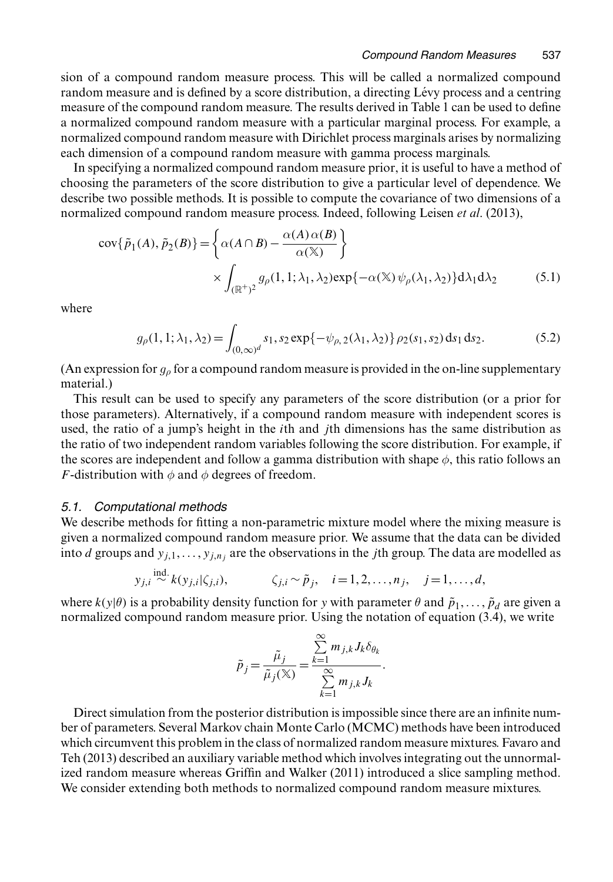sion of a compound random measure process. This will be called a normalized compound random measure and is defined by a score distribution, a directing Lévy process and a centring measure of the compound random measure. The results derived in Table 1 can be used to define a normalized compound random measure with a particular marginal process. For example, a normalized compound random measure with Dirichlet process marginals arises by normalizing each dimension of a compound random measure with gamma process marginals.

In specifying a normalized compound random measure prior, it is useful to have a method of choosing the parameters of the score distribution to give a particular level of dependence. We describe two possible methods. It is possible to compute the covariance of two dimensions of a normalized compound random measure process. Indeed, following Leisen *et al*. (2013),

$$\operatorname{cov}\{\tilde{p}_1(A), \tilde{p}_2(B)\} = \left\{ \alpha(A \cap B) - \frac{\alpha(A)\,\alpha(B)}{\alpha(\mathbb{X})} \right\} \times \int_{(\mathbb{R}^+)^2} g_\rho(1, 1; \lambda_1, \lambda_2) \exp\{-\alpha(\mathbb{X})\,\psi_\rho(\lambda_1, \lambda_2)\} \mathrm{d}\lambda_1 \mathrm{d}\lambda_2 \tag{5.1}$$

where

$$g_\rho(1, 1; \lambda_1, \lambda_2) = \int_{(0,\infty)^d} s_1, s_2 \exp\{-\psi_{\rho,2}(\lambda_1, \lambda_2)\}\, \rho_2(s_1, s_2)\, \mathrm{d}s_1\, \mathrm{d}s_2. \tag{5.2}$$

(An expression for $g_\rho$ for a compound random measure is provided in the on-line supplementary material.)

This result can be used to specify any parameters of the score distribution (or a prior for those parameters). Alternatively, if a compound random measure with independent scores is used, the ratio of a jump's height in the $i$th and $j$th dimensions has the same distribution as the ratio of two independent random variables following the score distribution. For example, if the scores are independent and follow a gamma distribution with shape $\phi$, this ratio follows an $F$-distribution with $\phi$ and $\phi$ degrees of freedom.

### 5.1. *Computational methods*

We describe methods for fitting a non-parametric mixture model where the mixing measure is given a normalized compound random measure prior. We assume that the data can be divided into $d$ groups and $y_{j,1}, \ldots, y_{j,n_j}$ are the observations in the $j$th group. The data are modelled as

$$y_{j,i} \overset{\text{ind.}}{\sim} k(y_{j,i} | \zeta_{j,i}), \qquad \zeta_{j,i} \sim \tilde{p}_j, \quad i = 1, 2, \ldots, n_j, \quad j = 1, \ldots, d,$$

where $k(y|\theta)$ is a probability density function for $y$ with parameter $\theta$ and $\tilde{p}_1, \ldots, \tilde{p}_d$ are given a normalized compound random measure prior. Using the notation of equation (3.4), we write

$$\tilde{p}_j = \frac{\tilde{\mu}_j}{\tilde{\mu}_j(\mathbb{X})} = \frac{\sum_{k=1}^{\infty} m_{j,k} J_k \delta_{\theta_k}}{\sum_{k=1}^{\infty} m_{j,k} J_k}.$$

Direct simulation from the posterior distribution is impossible since there are an infinite number of parameters. Several Markov chain Monte Carlo (MCMC) methods have been introduced which circumvent this problem in the class of normalized random measure mixtures. Favaro and Teh (2013) described an auxiliary variable method which involves integrating out the unnormalized random measure whereas Griffin and Walker (2011) introduced a slice sampling method. We consider extending both methods to normalized compound random measure mixtures.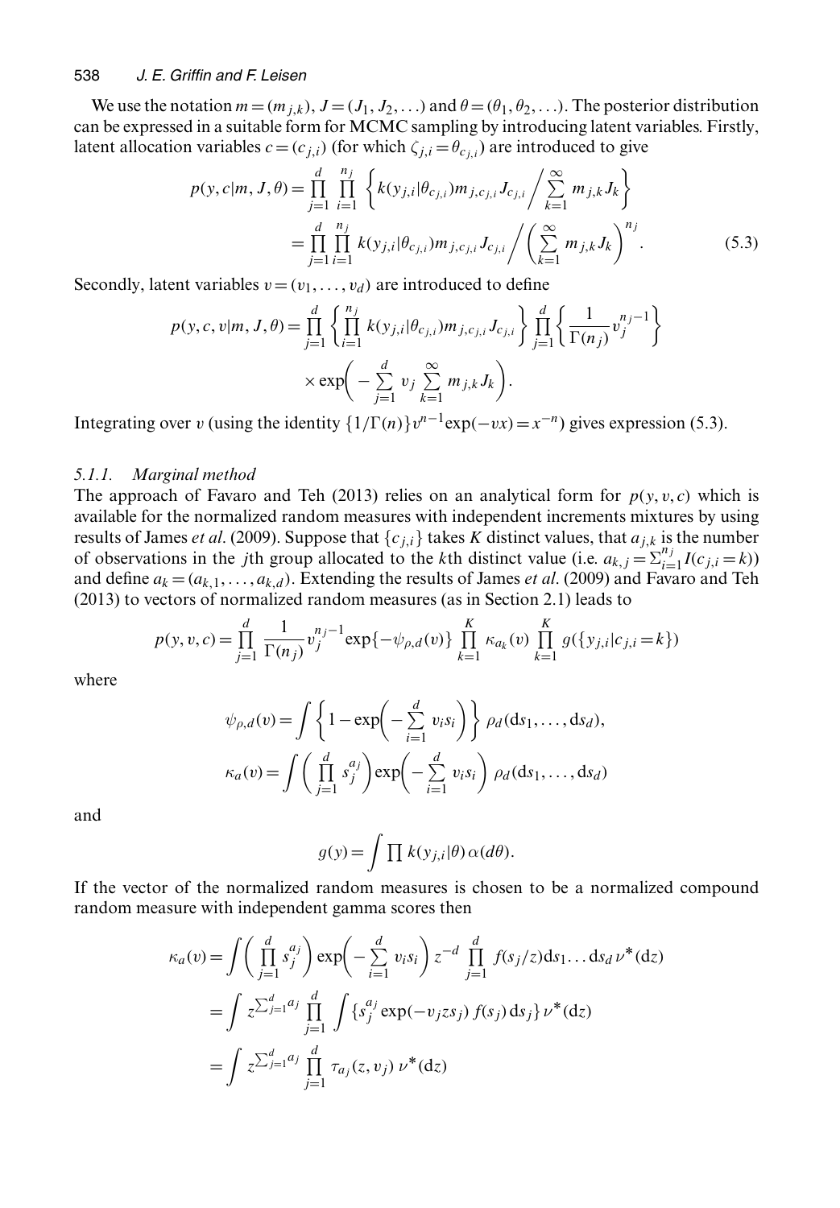We use the notation $m=(m_{j,k})$, $J=(J_1,J_2,\ldots)$ and $\theta=(\theta_1,\theta_2,\ldots)$. The posterior distribution can be expressed in a suitable form for MCMC sampling by introducing latent variables. Firstly, latent allocation variables $c=(c_{j,i})$ (for which $\zeta_{j,i}=\theta_{c_{j,i}}$) are introduced to give

$$
\begin{aligned}
p(y,c|m,J,\theta)&=\prod_{j=1}^{d}\prod_{i=1}^{n_j}\left\{k(y_{j,i}|\theta_{c_{j,i}})m_{j,c_{j,i}}J_{c_{j,i}}\Big/\sum_{k=1}^{\infty}m_{j,k}J_k\right\}\\
&=\prod_{j=1}^{d}\prod_{i=1}^{n_j}k(y_{j,i}|\theta_{c_{j,i}})m_{j,c_{j,i}}J_{c_{j,i}}\Bigg/\left(\sum_{k=1}^{\infty}m_{j,k}J_k\right)^{n_j}.
\end{aligned}
\tag{5.3}
$$

Secondly, latent variables $v=(v_1,\ldots,v_d)$ are introduced to define

$$
p(y,c,v|m,J,\theta)=\prod_{j=1}^{d}\left\{\prod_{i=1}^{n_j}k(y_{j,i}|\theta_{c_{j,i}})m_{j,c_{j,i}}J_{c_{j,i}}\right\}\prod_{j=1}^{d}\left\{\frac{1}{\Gamma(n_j)}v_j^{n_j-1}\right\}
\times\exp\left(-\sum_{j=1}^{d}v_j\sum_{k=1}^{\infty}m_{j,k}J_k\right).
$$

Integrating over $v$ (using the identity $\{1/\Gamma(n)\}v^{n-1}\exp(-vx)=x^{-n}$) gives expression (5.3).

#### 5.1.1. Marginal method

The approach of Favaro and Teh (2013) relies on an analytical form for $p(y,v,c)$ which is available for the normalized random measures with independent increments mixtures by using results of James *et al.* (2009). Suppose that $\{c_{j,i}\}$ takes $K$ distinct values, that $a_{j,k}$ is the number of observations in the $j$th group allocated to the $k$th distinct value (i.e. $a_{k,j}=\sum_{i=1}^{n_j}I(c_{j,i}=k)$) and define $a_k=(a_{k,1},\ldots,a_{k,d})$. Extending the results of James *et al.* (2009) and Favaro and Teh (2013) to vectors of normalized random measures (as in Section 2.1) leads to

$$
p(y,v,c)=\prod_{j=1}^{d}\frac{1}{\Gamma(n_j)}v_j^{n_j-1}\exp\{-\psi_{\rho,d}(v)\}\prod_{k=1}^{K}\kappa_{a_k}(v)\prod_{k=1}^{K}g(\{y_{j,i}|c_{j,i}=k\})
$$

where

$$
\psi_{\rho,d}(v)=\int\left\{1-\exp\left(-\sum_{i=1}^{d}v_is_i\right)\right\}\rho_d(\mathrm{d}s_1,\ldots,\mathrm{d}s_d),
$$

$$
\kappa_a(v)=\int\left(\prod_{j=1}^{d}s_j^{a_j}\right)\exp\left(-\sum_{i=1}^{d}v_is_i\right)\rho_d(\mathrm{d}s_1,\ldots,\mathrm{d}s_d)
$$

and

$$
g(y)=\int\prod k(y_{j,i}|\theta)\,\alpha(d\theta).
$$

If the vector of the normalized random measures is chosen to be a normalized compound random measure with independent gamma scores then

$$
\begin{aligned}
\kappa_a(v)&=\int\left(\prod_{j=1}^{d}s_j^{a_j}\right)\exp\left(-\sum_{i=1}^{d}v_is_i\right)z^{-d}\prod_{j=1}^{d}f(s_j/z)\mathrm{d}s_1\ldots\mathrm{d}s_d\,\nu^*(\mathrm{d}z)\\
&=\int z^{\sum_{j=1}^{d}a_j}\prod_{j=1}^{d}\int\{s_j^{a_j}\exp(-v_jzs_j)\,f(s_j)\,\mathrm{d}s_j\}\,\nu^*(\mathrm{d}z)\\
&=\int z^{\sum_{j=1}^{d}a_j}\prod_{j=1}^{d}\tau_{a_j}(z,v_j)\,\nu^*(\mathrm{d}z)
\end{aligned}
$$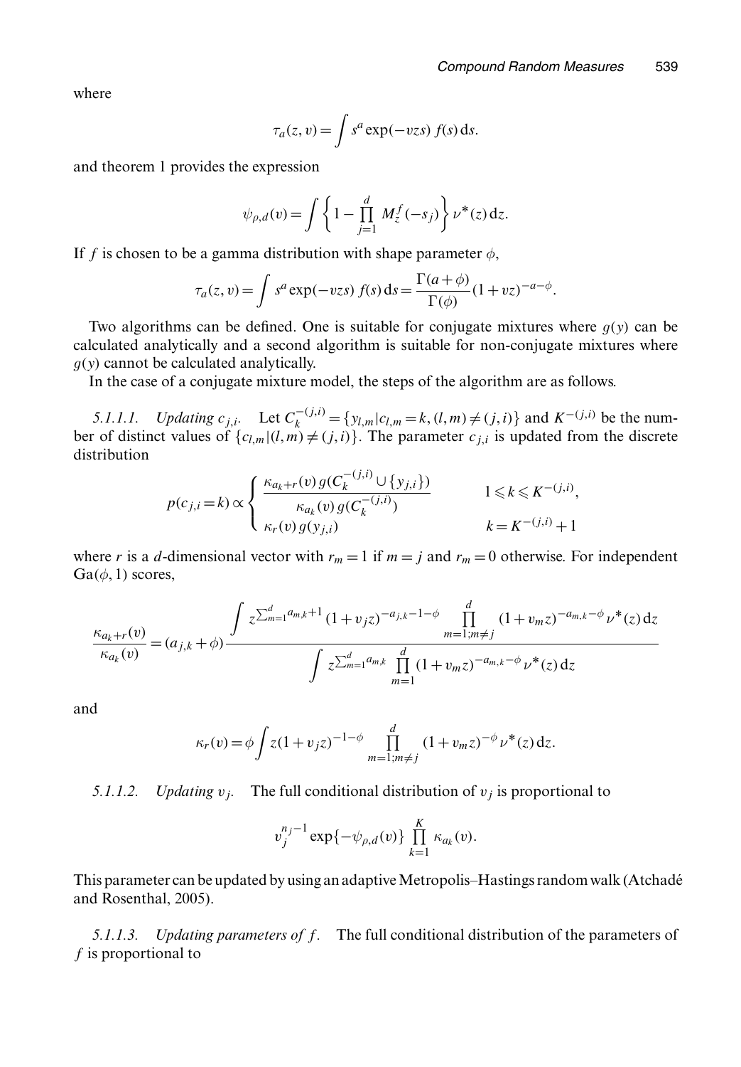where

$$\tau_a(z, v) = \int s^a \exp(-vzs)\, f(s)\, \mathrm{d}s.$$

and theorem 1 provides the expression

$$\psi_{\rho,d}(v) = \int \left\{ 1 - \prod_{j=1}^{d} M_z^f(-s_j) \right\} \nu^*(z)\, \mathrm{d}z.$$

If $f$ is chosen to be a gamma distribution with shape parameter $\phi$,

$$\tau_a(z, v) = \int s^a \exp(-vzs)\, f(s)\, \mathrm{d}s = \frac{\Gamma(a+\phi)}{\Gamma(\phi)} (1+vz)^{-a-\phi}.$$

Two algorithms can be defined. One is suitable for conjugate mixtures where $g(y)$ can be calculated analytically and a second algorithm is suitable for non-conjugate mixtures where $g(y)$ cannot be calculated analytically.

In the case of a conjugate mixture model, the steps of the algorithm are as follows.

*5.1.1.1. Updating $c_{j,i}$.* Let $C_k^{-(j,i)} = \{y_{l,m} | c_{l,m} = k, (l,m) \neq (j,i)\}$ and $K^{-(j,i)}$ be the number of distinct values of $\{c_{l,m} | (l,m) \neq (j,i)\}$. The parameter $c_{j,i}$ is updated from the discrete distribution

$$p(c_{j,i} = k) \propto \begin{cases} \dfrac{\kappa_{a_k + r}(v)\, g(C_k^{-(j,i)} \cup \{y_{j,i}\})}{\kappa_{a_k}(v)\, g(C_k^{-(j,i)})} & 1 \leqslant k \leqslant K^{-(j,i)}, \\ \kappa_r(v)\, g(y_{j,i}) & k = K^{-(j,i)} + 1 \end{cases}$$

where $r$ is a $d$-dimensional vector with $r_m = 1$ if $m = j$ and $r_m = 0$ otherwise. For independent $\mathrm{Ga}(\phi, 1)$ scores,

$$\frac{\kappa_{a_k + r}(v)}{\kappa_{a_k}(v)} = (a_{j,k} + \phi) \frac{\displaystyle\int z^{\sum_{m=1}^{d} a_{m,k} + 1} (1 + v_j z)^{-a_{j,k} - 1 - \phi} \prod_{m=1; m \neq j}^{d} (1 + v_m z)^{-a_{m,k} - \phi} \nu^*(z)\, \mathrm{d}z}{\displaystyle\int z^{\sum_{m=1}^{d} a_{m,k}} \prod_{m=1}^{d} (1 + v_m z)^{-a_{m,k} - \phi} \nu^*(z)\, \mathrm{d}z}$$

and

$$\kappa_r(v) = \phi \int z (1 + v_j z)^{-1-\phi} \prod_{m=1; m \neq j}^{d} (1 + v_m z)^{-\phi} \nu^*(z)\, \mathrm{d}z.$$

*5.1.1.2. Updating $v_j$.* The full conditional distribution of $v_j$ is proportional to

$$v_j^{n_j - 1} \exp\{-\psi_{\rho,d}(v)\} \prod_{k=1}^{K} \kappa_{a_k}(v).$$

This parameter can be updated by using an adaptive Metropolis–Hastings random walk (Atchadé and Rosenthal, 2005).

*5.1.1.3. Updating parameters of $f$.* The full conditional distribution of the parameters of $f$ is proportional to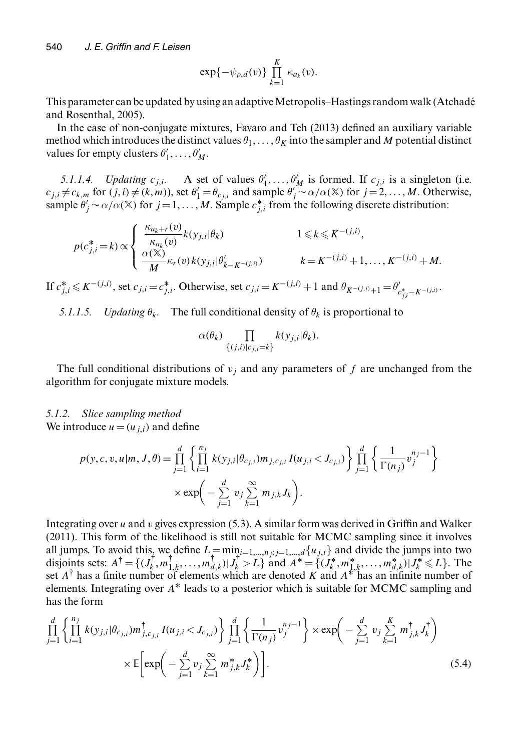$$\exp\{-\psi_{\rho,d}(v)\}\prod_{k=1}^{K}\kappa_{a_k}(v).$$

This parameter can be updated by using an adaptive Metropolis–Hastings random walk (Atchadé and Rosenthal, 2005).

In the case of non-conjugate mixtures, Favaro and Teh (2013) defined an auxiliary variable method which introduces the distinct values $\theta_1,\ldots,\theta_K$ into the sampler and $M$ potential distinct values for empty clusters $\theta'_1,\ldots,\theta'_M$.

*5.1.1.4. Updating $c_{j,i}$.* A set of values $\theta'_1,\ldots,\theta'_M$ is formed. If $c_{j,i}$ is a singleton (i.e. $c_{j,i}\neq c_{k,m}$ for $(j,i)\neq(k,m)$), set $\theta'_1=\theta_{c_{j,i}}$ and sample $\theta'_j\sim\alpha/\alpha(\mathbb{X})$ for $j=2,\ldots,M$. Otherwise, sample $\theta'_j\sim\alpha/\alpha(\mathbb{X})$ for $j=1,\ldots,M$. Sample $c^*_{j,i}$ from the following discrete distribution:

$$p(c^*_{j,i}=k)\propto\begin{cases}\dfrac{\kappa_{a_k+r}(v)}{\kappa_{a_k}(v)}k(y_{j,i}|\theta_k) & 1\leqslant k\leqslant K^{-(j,i)},\\[2ex] \dfrac{\alpha(\mathbb{X})}{M}\kappa_r(v)\,k(y_{j,i}|\theta'_{k-K^{-(j,i)}}) & k=K^{-(j,i)}+1,\ldots,K^{-(j,i)}+M.\end{cases}$$

If $c^*_{j,i}\leqslant K^{-(j,i)}$, set $c_{j,i}=c^*_{j,i}$. Otherwise, set $c_{j,i}=K^{-(j,i)}+1$ and $\theta_{K^{-(j,i)}+1}=\theta'_{c^*_{j,i}-K^{-(j,i)}}$.

*5.1.1.5. Updating $\theta_k$.* The full conditional density of $\theta_k$ is proportional to

$$\alpha(\theta_k)\prod_{\{(j,i)|c_{j,i}=k\}}k(y_{j,i}|\theta_k).$$

The full conditional distributions of $v_j$ and any parameters of $f$ are unchanged from the algorithm for conjugate mixture models.

### 5.1.2. Slice sampling method

We introduce $u=(u_{j,i})$ and define

$$p(y,c,v,u|m,J,\theta)=\prod_{j=1}^{d}\left\{\prod_{i=1}^{n_j}k(y_{j,i}|\theta_{c_{j,i}})m_{j,c_{j,i}}I(u_{j,i}<J_{c_{j,i}})\right\}\prod_{j=1}^{d}\left\{\frac{1}{\Gamma(n_j)}v_j^{n_j-1}\right\}$$
$$\times\exp\left(-\sum_{j=1}^{d}v_j\sum_{k=1}^{\infty}m_{j,k}J_k\right).$$

Integrating over $u$ and $v$ gives expression (5.3). A similar form was derived in Griffin and Walker (2011). This form of the likelihood is still not suitable for MCMC sampling since it involves all jumps. To avoid this, we define $L=\min_{i=1,\ldots,n_j;j=1,\ldots,d}\{u_{j,i}\}$ and divide the jumps into two disjoints sets: $A^\dagger=\{(J^\dagger_k,m^\dagger_{1,k},\ldots,m^\dagger_{d,k})|J^\dagger_k>L\}$ and $A^*=\{(J^*_k,m^*_{1,k},\ldots,m^*_{d,k})|J^*_k\leqslant L\}$. The set $A^\dagger$ has a finite number of elements which are denoted $K$ and $A^*$ has an infinite number of elements. Integrating over $A^*$ leads to a posterior which is suitable for MCMC sampling and has the form

$$\prod_{j=1}^{d}\left\{\prod_{i=1}^{n_j}k(y_{j,i}|\theta_{c_{j,i}})m^\dagger_{j,c_{j,i}}I(u_{j,i}<J_{c_{j,i}})\right\}\prod_{j=1}^{d}\left\{\frac{1}{\Gamma(n_j)}v_j^{n_j-1}\right\}\times\exp\left(-\sum_{j=1}^{d}v_j\sum_{k=1}^{K}m^\dagger_{j,k}J^\dagger_k\right)$$
$$\times\mathbb{E}\left[\exp\left(-\sum_{j=1}^{d}v_j\sum_{k=1}^{\infty}m^*_{j,k}J^*_k\right)\right].\tag{5.4}$$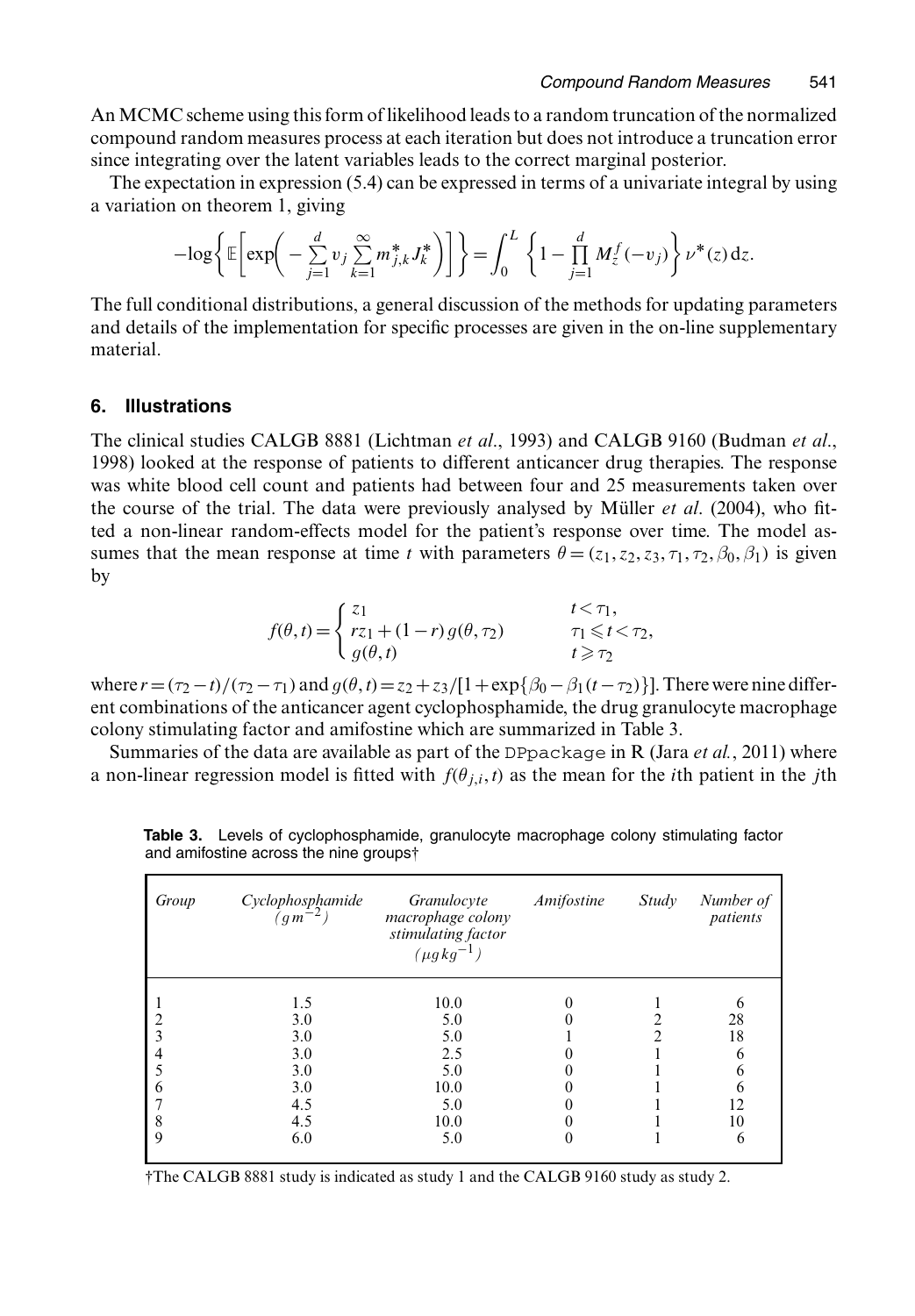An MCMC scheme using this form of likelihood leads to a random truncation of the normalized compound random measures process at each iteration but does not introduce a truncation error since integrating over the latent variables leads to the correct marginal posterior.

The expectation in expression (5.4) can be expressed in terms of a univariate integral by using a variation on theorem 1, giving

$$-\log\left\{\mathbb{E}\left[\exp\left(-\sum_{j=1}^{d} v_j \sum_{k=1}^{\infty} m^*_{j,k} J^*_k\right)\right]\right\} = \int_0^L \left\{1 - \prod_{j=1}^{d} M_z^f(-v_j)\right\} \nu^*(z)\,\mathrm{d}z.$$

The full conditional distributions, a general discussion of the methods for updating parameters and details of the implementation for specific processes are given in the on-line supplementary material.

## 6. Illustrations

The clinical studies CALGB 8881 (Lichtman *et al.*, 1993) and CALGB 9160 (Budman *et al.*, 1998) looked at the response of patients to different anticancer drug therapies. The response was white blood cell count and patients had between four and 25 measurements taken over the course of the trial. The data were previously analysed by Müller *et al.* (2004), who fitted a non-linear random-effects model for the patient's response over time. The model assumes that the mean response at time $t$ with parameters $\theta = (z_1, z_2, z_3, \tau_1, \tau_2, \beta_0, \beta_1)$ is given by

$$f(\theta, t) = \begin{cases} z_1 & t < \tau_1, \\ r z_1 + (1-r)\, g(\theta, \tau_2) & \tau_1 \leqslant t < \tau_2, \\ g(\theta, t) & t \geqslant \tau_2 \end{cases}$$

where $r = (\tau_2 - t)/(\tau_2 - \tau_1)$ and $g(\theta, t) = z_2 + z_3/[1 + \exp\{\beta_0 - \beta_1(t - \tau_2)\}]$. There were nine different combinations of the anticancer agent cyclophosphamide, the drug granulocyte macrophage colony stimulating factor and amifostine which are summarized in Table 3.

Summaries of the data are available as part of the `DPpackage` in R (Jara *et al.*, 2011) where a non-linear regression model is fitted with $f(\theta_{j,i}, t)$ as the mean for the $i$th patient in the $j$th

**Table 3.** Levels of cyclophosphamide, granulocyte macrophage colony stimulating factor and amifostine across the nine groups†

| *Group* | *Cyclophosphamide* ($g\,m^{-2}$) | *Granulocyte macrophage colony stimulating factor* ($\mu g\,kg^{-1}$) | *Amifostine* | *Study* | *Number of patients* |
|---|---|---|---|---|---|
| 1 | 1.5 | 10.0 | 0 | 1 | 6 |
| 2 | 3.0 | 5.0 | 0 | 2 | 28 |
| 3 | 3.0 | 5.0 | 1 | 2 | 18 |
| 4 | 3.0 | 2.5 | 0 | 1 | 6 |
| 5 | 3.0 | 5.0 | 0 | 1 | 6 |
| 6 | 3.0 | 10.0 | 0 | 1 | 6 |
| 7 | 4.5 | 5.0 | 0 | 1 | 12 |
| 8 | 4.5 | 10.0 | 0 | 1 | 10 |
| 9 | 6.0 | 5.0 | 0 | 1 | 6 |

†The CALGB 8881 study is indicated as study 1 and the CALGB 9160 study as study 2.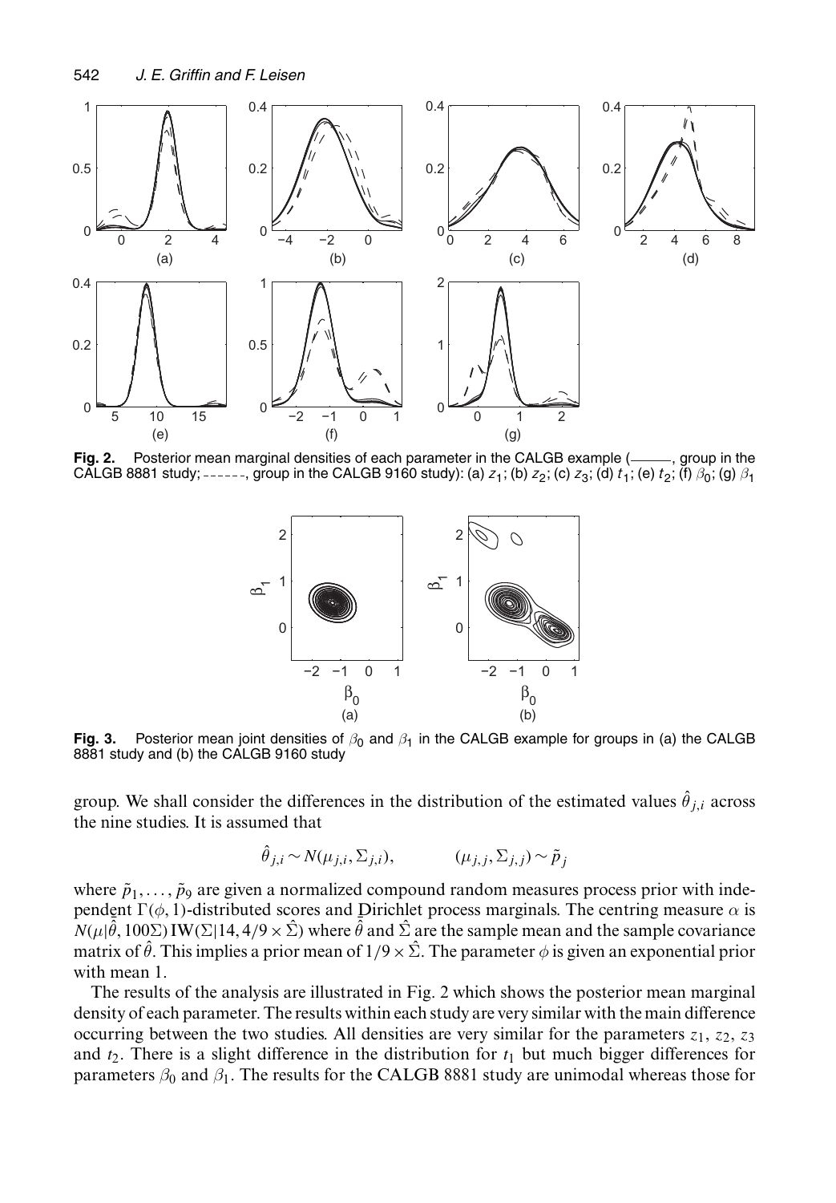**Fig. 2.** Posterior mean marginal densities of each parameter in the CALGB example (———, group in the CALGB 8881 study; - - - - - -, group in the CALGB 9160 study): (a) $z_1$; (b) $z_2$; (c) $z_3$; (d) $t_1$; (e) $t_2$; (f) $\beta_0$; (g) $\beta_1$

**Fig. 3.** Posterior mean joint densities of $\beta_0$ and $\beta_1$ in the CALGB example for groups in (a) the CALGB 8881 study and (b) the CALGB 9160 study

group. We shall consider the differences in the distribution of the estimated values $\hat{\theta}_{j,i}$ across the nine studies. It is assumed that

$$\hat{\theta}_{j,i} \sim N(\mu_{j,i}, \Sigma_{j,i}), \qquad (\mu_{j,j}, \Sigma_{j,j}) \sim \tilde{p}_j$$

where $\tilde{p}_1, \ldots, \tilde{p}_9$ are given a normalized compound random measures process prior with independent $\Gamma(\phi, 1)$-distributed scores and Dirichlet process marginals. The centring measure $\alpha$ is $N(\mu|\hat{\theta}, 100\Sigma)\,\mathrm{IW}(\Sigma|14, 4/9 \times \hat{\Sigma})$ where $\hat{\theta}$ and $\hat{\Sigma}$ are the sample mean and the sample covariance matrix of $\hat{\theta}$. This implies a prior mean of $1/9 \times \hat{\Sigma}$. The parameter $\phi$ is given an exponential prior with mean 1.

The results of the analysis are illustrated in Fig. 2 which shows the posterior mean marginal density of each parameter. The results within each study are very similar with the main difference occurring between the two studies. All densities are very similar for the parameters $z_1$, $z_2$, $z_3$ and $t_2$. There is a slight difference in the distribution for $t_1$ but much bigger differences for parameters $\beta_0$ and $\beta_1$. The results for the CALGB 8881 study are unimodal whereas those for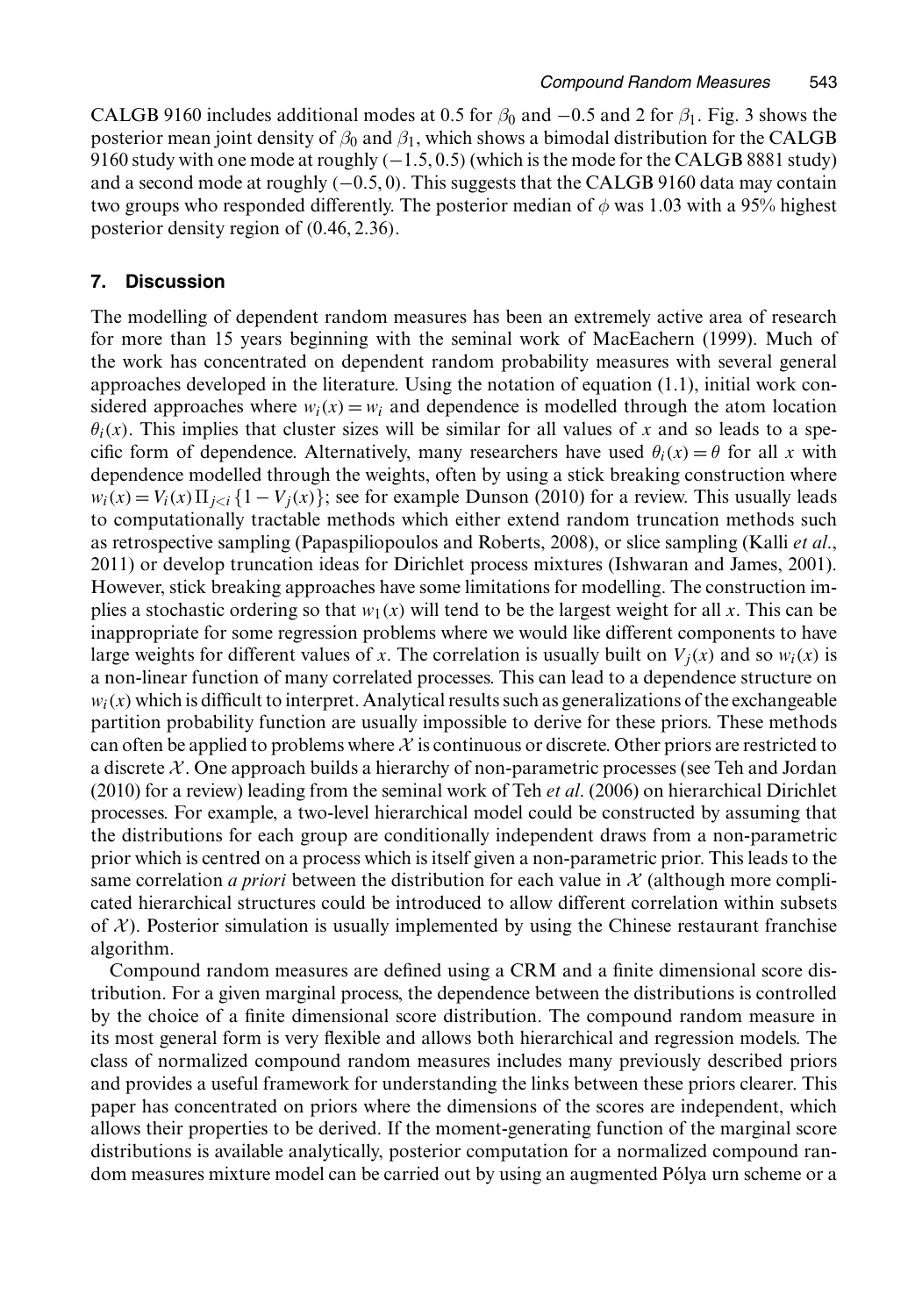CALGB 9160 includes additional modes at 0.5 for $\beta_0$ and $-0.5$ and 2 for $\beta_1$. Fig. 3 shows the posterior mean joint density of $\beta_0$ and $\beta_1$, which shows a bimodal distribution for the CALGB 9160 study with one mode at roughly $(-1.5, 0.5)$ (which is the mode for the CALGB 8881 study) and a second mode at roughly $(-0.5, 0)$. This suggests that the CALGB 9160 data may contain two groups who responded differently. The posterior median of $\phi$ was 1.03 with a 95% highest posterior density region of $(0.46, 2.36)$.

## 7. Discussion

The modelling of dependent random measures has been an extremely active area of research for more than 15 years beginning with the seminal work of MacEachern (1999). Much of the work has concentrated on dependent random probability measures with several general approaches developed in the literature. Using the notation of equation (1.1), initial work considered approaches where $w_i(x) = w_i$ and dependence is modelled through the atom location $\theta_i(x)$. This implies that cluster sizes will be similar for all values of $x$ and so leads to a specific form of dependence. Alternatively, many researchers have used $\theta_i(x) = \theta$ for all $x$ with dependence modelled through the weights, often by using a stick breaking construction where $w_i(x) = V_i(x) \Pi_{j<i} \{1 - V_j(x)\}$; see for example Dunson (2010) for a review. This usually leads to computationally tractable methods which either extend random truncation methods such as retrospective sampling (Papaspiliopoulos and Roberts, 2008), or slice sampling (Kalli *et al.*, 2011) or develop truncation ideas for Dirichlet process mixtures (Ishwaran and James, 2001). However, stick breaking approaches have some limitations for modelling. The construction implies a stochastic ordering so that $w_1(x)$ will tend to be the largest weight for all $x$. This can be inappropriate for some regression problems where we would like different components to have large weights for different values of $x$. The correlation is usually built on $V_j(x)$ and so $w_i(x)$ is a non-linear function of many correlated processes. This can lead to a dependence structure on $w_i(x)$ which is difficult to interpret. Analytical results such as generalizations of the exchangeable partition probability function are usually impossible to derive for these priors. These methods can often be applied to problems where $\mathcal{X}$ is continuous or discrete. Other priors are restricted to a discrete $\mathcal{X}$. One approach builds a hierarchy of non-parametric processes (see Teh and Jordan (2010) for a review) leading from the seminal work of Teh *et al*. (2006) on hierarchical Dirichlet processes. For example, a two-level hierarchical model could be constructed by assuming that the distributions for each group are conditionally independent draws from a non-parametric prior which is centred on a process which is itself given a non-parametric prior. This leads to the same correlation *a priori* between the distribution for each value in $\mathcal{X}$ (although more complicated hierarchical structures could be introduced to allow different correlation within subsets of $\mathcal{X}$). Posterior simulation is usually implemented by using the Chinese restaurant franchise algorithm.

Compound random measures are defined using a CRM and a finite dimensional score distribution. For a given marginal process, the dependence between the distributions is controlled by the choice of a finite dimensional score distribution. The compound random measure in its most general form is very flexible and allows both hierarchical and regression models. The class of normalized compound random measures includes many previously described priors and provides a useful framework for understanding the links between these priors clearer. This paper has concentrated on priors where the dimensions of the scores are independent, which allows their properties to be derived. If the moment-generating function of the marginal score distributions is available analytically, posterior computation for a normalized compound random measures mixture model can be carried out by using an augmented Pólya urn scheme or a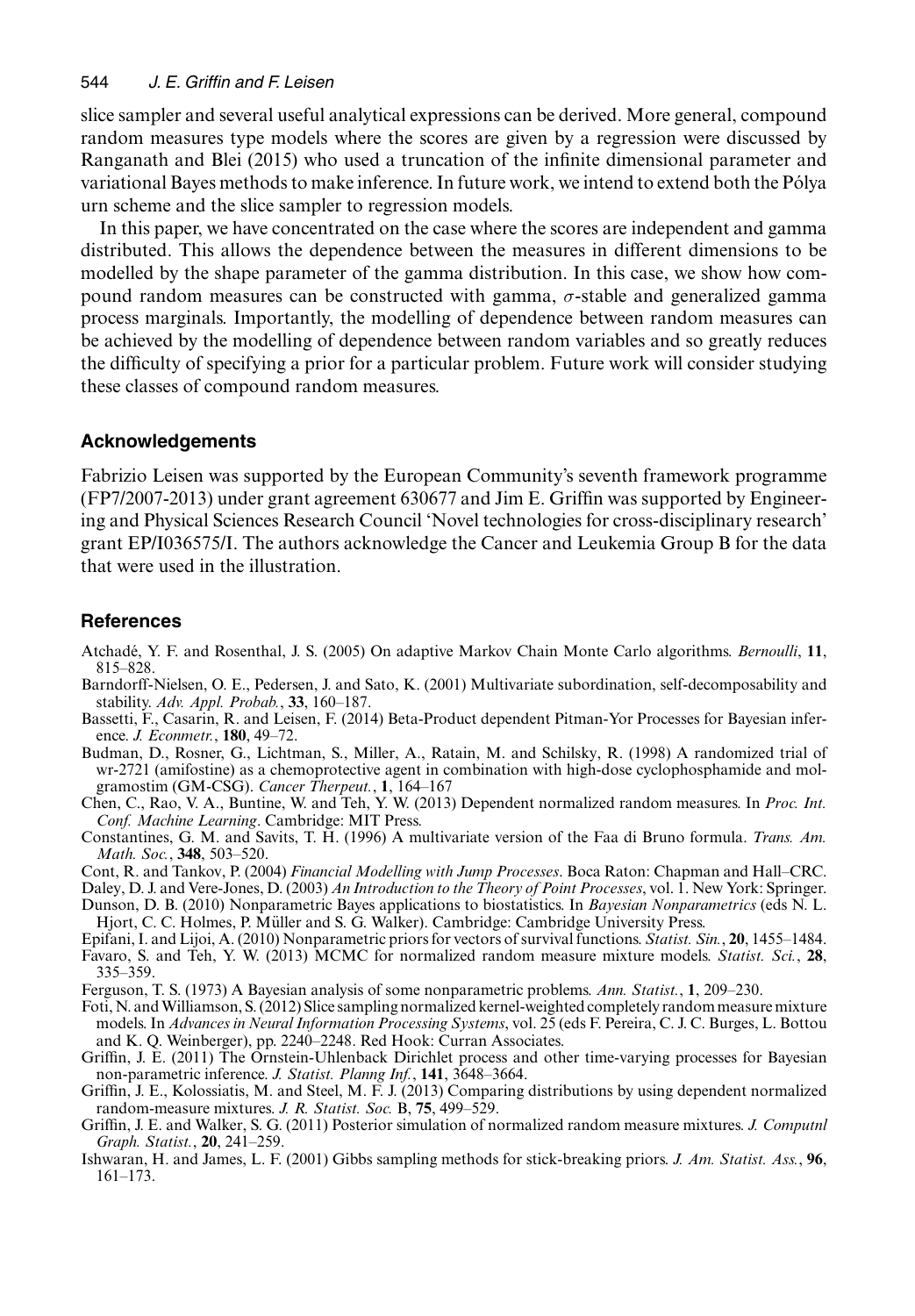slice sampler and several useful analytical expressions can be derived. More general, compound random measures type models where the scores are given by a regression were discussed by Ranganath and Blei (2015) who used a truncation of the infinite dimensional parameter and variational Bayes methods to make inference. In future work, we intend to extend both the Pólya urn scheme and the slice sampler to regression models.

In this paper, we have concentrated on the case where the scores are independent and gamma distributed. This allows the dependence between the measures in different dimensions to be modelled by the shape parameter of the gamma distribution. In this case, we show how compound random measures can be constructed with gamma, $\sigma$-stable and generalized gamma process marginals. Importantly, the modelling of dependence between random measures can be achieved by the modelling of dependence between random variables and so greatly reduces the difficulty of specifying a prior for a particular problem. Future work will consider studying these classes of compound random measures.

## Acknowledgements

Fabrizio Leisen was supported by the European Community's seventh framework programme (FP7/2007-2013) under grant agreement 630677 and Jim E. Griffin was supported by Engineering and Physical Sciences Research Council 'Novel technologies for cross-disciplinary research' grant EP/I036575/I. The authors acknowledge the Cancer and Leukemia Group B for the data that were used in the illustration.

## References

Atchadé, Y. F. and Rosenthal, J. S. (2005) On adaptive Markov Chain Monte Carlo algorithms. *Bernoulli*, **11**, 815–828.

Barndorff-Nielsen, O. E., Pedersen, J. and Sato, K. (2001) Multivariate subordination, self-decomposability and stability. *Adv. Appl. Probab.*, **33**, 160–187.

Bassetti, F., Casarin, R. and Leisen, F. (2014) Beta-Product dependent Pitman-Yor Processes for Bayesian inference. *J. Econmetr.*, **180**, 49–72.

Budman, D., Rosner, G., Lichtman, S., Miller, A., Ratain, M. and Schilsky, R. (1998) A randomized trial of wr-2721 (amifostine) as a chemoprotective agent in combination with high-dose cyclophosphamide and molgramostim (GM-CSG). *Cancer Therpeut.*, **1**, 164–167

Chen, C., Rao, V. A., Buntine, W. and Teh, Y. W. (2013) Dependent normalized random measures. In *Proc. Int. Conf. Machine Learning*. Cambridge: MIT Press.

Constantines, G. M. and Savits, T. H. (1996) A multivariate version of the Faa di Bruno formula. *Trans. Am. Math. Soc.*, **348**, 503–520.

Cont, R. and Tankov, P. (2004) *Financial Modelling with Jump Processes*. Boca Raton: Chapman and Hall–CRC.

Daley, D. J. and Vere-Jones, D. (2003) *An Introduction to the Theory of Point Processes*, vol. 1. New York: Springer.

Dunson, D. B. (2010) Nonparametric Bayes applications to biostatistics. In *Bayesian Nonparametrics* (eds N. L. Hjort, C. C. Holmes, P. Müller and S. G. Walker). Cambridge: Cambridge University Press.

Epifani, I. and Lijoi, A. (2010) Nonparametric priors for vectors of survival functions. *Statist. Sin.*, **20**, 1455–1484.

Favaro, S. and Teh, Y. W. (2013) MCMC for normalized random measure mixture models. *Statist. Sci.*, **28**, 335–359.

Ferguson, T. S. (1973) A Bayesian analysis of some nonparametric problems. *Ann. Statist.*, **1**, 209–230.

Foti, N. and Williamson, S. (2012) Slice sampling normalized kernel-weighted completely random measure mixture models. In *Advances in Neural Information Processing Systems*, vol. 25 (eds F. Pereira, C. J. C. Burges, L. Bottou and K. Q. Weinberger), pp. 2240–2248. Red Hook: Curran Associates.

Griffin, J. E. (2011) The Ornstein-Uhlenback Dirichlet process and other time-varying processes for Bayesian non-parametric inference. *J. Statist. Planng Inf.*, **141**, 3648–3664.

Griffin, J. E., Kolossiatis, M. and Steel, M. F. J. (2013) Comparing distributions by using dependent normalized random-measure mixtures. *J. R. Statist. Soc.* B, **75**, 499–529.

Griffin, J. E. and Walker, S. G. (2011) Posterior simulation of normalized random measure mixtures. *J. Computnl Graph. Statist.*, **20**, 241–259.

Ishwaran, H. and James, L. F. (2001) Gibbs sampling methods for stick-breaking priors. *J. Am. Statist. Ass.*, **96**, 161–173.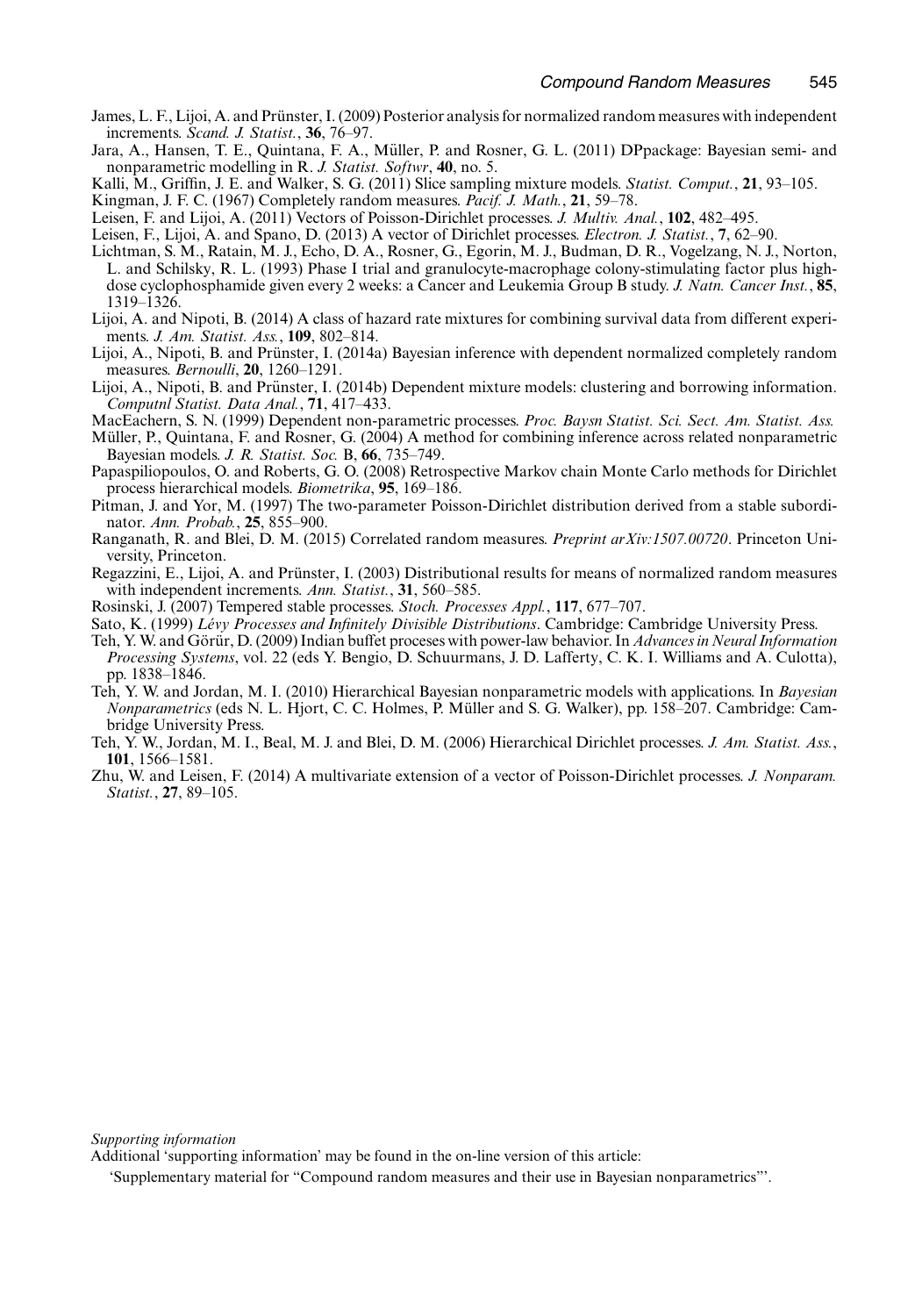James, L. F., Lijoi, A. and Prünster, I. (2009) Posterior analysis for normalized random measures with independent increments. *Scand. J. Statist.*, **36**, 76–97.

Jara, A., Hansen, T. E., Quintana, F. A., Müller, P. and Rosner, G. L. (2011) DPpackage: Bayesian semi- and nonparametric modelling in R. *J. Statist. Softwr*, **40**, no. 5.

Kalli, M., Griffin, J. E. and Walker, S. G. (2011) Slice sampling mixture models. *Statist. Comput.*, **21**, 93–105.

Kingman, J. F. C. (1967) Completely random measures. *Pacif. J. Math.*, **21**, 59–78.

Leisen, F. and Lijoi, A. (2011) Vectors of Poisson-Dirichlet processes. *J. Multiv. Anal.*, **102**, 482–495.

Leisen, F., Lijoi, A. and Spano, D. (2013) A vector of Dirichlet processes. *Electron. J. Statist.*, **7**, 62–90.

Lichtman, S. M., Ratain, M. J., Echo, D. A., Rosner, G., Egorin, M. J., Budman, D. R., Vogelzang, N. J., Norton, L. and Schilsky, R. L. (1993) Phase I trial and granulocyte-macrophage colony-stimulating factor plus high-dose cyclophosphamide given every 2 weeks: a Cancer and Leukemia Group B study. *J. Natn. Cancer Inst.*, **85**, 1319–1326.

Lijoi, A. and Nipoti, B. (2014) A class of hazard rate mixtures for combining survival data from different experiments. *J. Am. Statist. Ass.*, **109**, 802–814.

Lijoi, A., Nipoti, B. and Prünster, I. (2014a) Bayesian inference with dependent normalized completely random measures. *Bernoulli*, **20**, 1260–1291.

Lijoi, A., Nipoti, B. and Prünster, I. (2014b) Dependent mixture models: clustering and borrowing information. *Computnl Statist. Data Anal.*, **71**, 417–433.

MacEachern, S. N. (1999) Dependent non-parametric processes. *Proc. Baysn Statist. Sci. Sect. Am. Statist. Ass.*

Müller, P., Quintana, F. and Rosner, G. (2004) A method for combining inference across related nonparametric Bayesian models. *J. R. Statist. Soc.* B, **66**, 735–749.

Papaspiliopoulos, O. and Roberts, G. O. (2008) Retrospective Markov chain Monte Carlo methods for Dirichlet process hierarchical models. *Biometrika*, **95**, 169–186.

Pitman, J. and Yor, M. (1997) The two-parameter Poisson-Dirichlet distribution derived from a stable subordinator. *Ann. Probab.*, **25**, 855–900.

Ranganath, R. and Blei, D. M. (2015) Correlated random measures. *Preprint arXiv:1507.00720*. Princeton University, Princeton.

Regazzini, E., Lijoi, A. and Prünster, I. (2003) Distributional results for means of normalized random measures with independent increments. *Ann. Statist.*, **31**, 560–585.

Rosinski, J. (2007) Tempered stable processes. *Stoch. Processes Appl.*, **117**, 677–707.

Sato, K. (1999) *Lévy Processes and Infinitely Divisible Distributions*. Cambridge: Cambridge University Press.

Teh, Y. W. and Görür, D. (2009) Indian buffet proceses with power-law behavior. In *Advances in Neural Information Processing Systems*, vol. 22 (eds Y. Bengio, D. Schuurmans, J. D. Lafferty, C. K. I. Williams and A. Culotta), pp. 1838–1846.

Teh, Y. W. and Jordan, M. I. (2010) Hierarchical Bayesian nonparametric models with applications. In *Bayesian Nonparametrics* (eds N. L. Hjort, C. C. Holmes, P. Müller and S. G. Walker), pp. 158–207. Cambridge: Cambridge University Press.

Teh, Y. W., Jordan, M. I., Beal, M. J. and Blei, D. M. (2006) Hierarchical Dirichlet processes. *J. Am. Statist. Ass.*, **101**, 1566–1581.

Zhu, W. and Leisen, F. (2014) A multivariate extension of a vector of Poisson-Dirichlet processes. *J. Nonparam. Statist.*, **27**, 89–105.

*Supporting information*

Additional 'supporting information' may be found in the on-line version of this article:

'Supplementary material for "Compound random measures and their use in Bayesian nonparametrics"'.